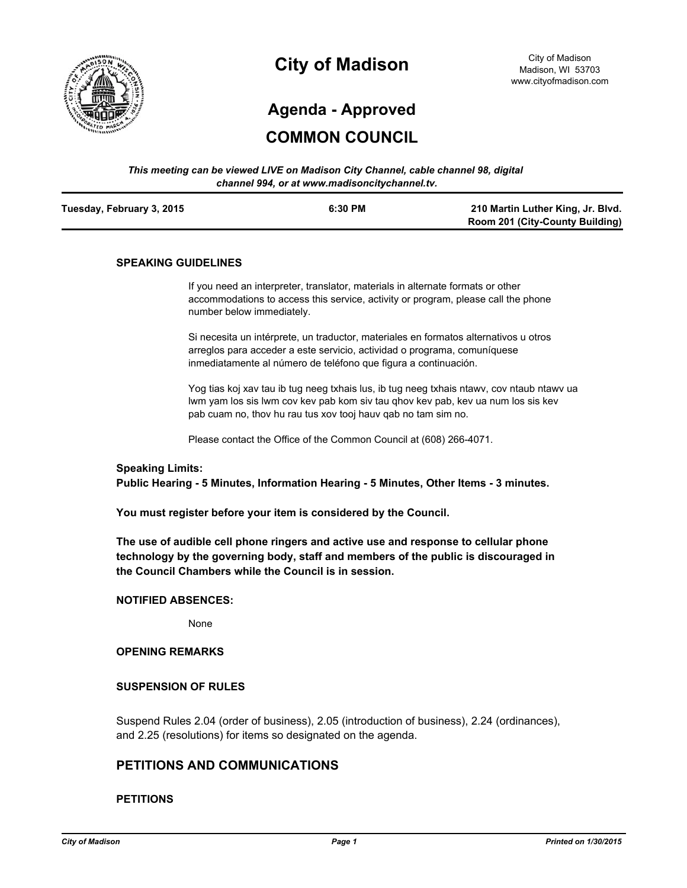# City of Madison

City of Madison
Madison, WI 53703
www.cityofmadison.com

## Agenda - Approved

## COMMON COUNCIL

*This meeting can be viewed LIVE on Madison City Channel, cable channel 98, digital channel 994, or at www.madisoncitychannel.tv.*

| Tuesday, February 3, 2015 | 6:30 PM | 210 Martin Luther King, Jr. Blvd. Room 201 (City-County Building) |
|---|---|---|

### SPEAKING GUIDELINES

If you need an interpreter, translator, materials in alternate formats or other accommodations to access this service, activity or program, please call the phone number below immediately.

Si necesita un intérprete, un traductor, materiales en formatos alternativos u otros arreglos para acceder a este servicio, actividad o programa, comuníquese inmediatamente al número de teléfono que figura a continuación.

Yog tias koj xav tau ib tug neeg txhais lus, ib tug neeg txhais ntawv, cov ntaub ntawv ua lwm yam los sis lwm cov kev pab kom siv tau qhov kev pab, kev ua num los sis kev pab cuam no, thov hu rau tus xov tooj hauv qab no tam sim no.

Please contact the Office of the Common Council at (608) 266-4071.

**Speaking Limits:**
**Public Hearing - 5 Minutes, Information Hearing - 5 Minutes, Other Items - 3 minutes.**

**You must register before your item is considered by the Council.**

**The use of audible cell phone ringers and active use and response to cellular phone technology by the governing body, staff and members of the public is discouraged in the Council Chambers while the Council is in session.**

### NOTIFIED ABSENCES:

None

### OPENING REMARKS

### SUSPENSION OF RULES

Suspend Rules 2.04 (order of business), 2.05 (introduction of business), 2.24 (ordinances), and 2.25 (resolutions) for items so designated on the agenda.

## PETITIONS AND COMMUNICATIONS

### PETITIONS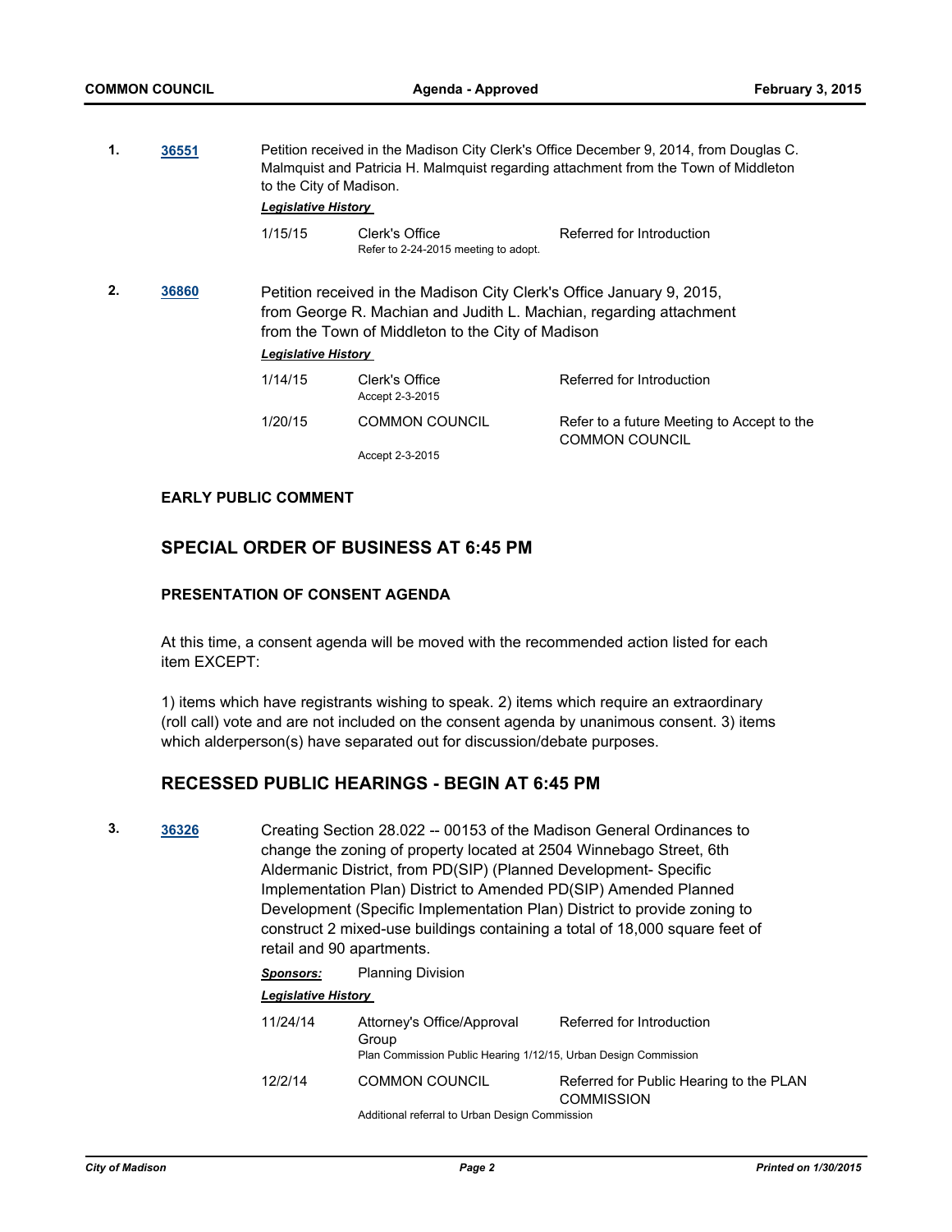**1.** **36551** Petition received in the Madison City Clerk's Office December 9, 2014, from Douglas C. Malmquist and Patricia H. Malmquist regarding attachment from the Town of Middleton to the City of Madison.

***Legislative History***

| | | |
|---|---|---|
| 1/15/15 | Clerk's Office<br>Refer to 2-24-2015 meeting to adopt. | Referred for Introduction |

**2.** **36860** Petition received in the Madison City Clerk's Office January 9, 2015, from George R. Machian and Judith L. Machian, regarding attachment from the Town of Middleton to the City of Madison

***Legislative History***

| | | |
|---|---|---|
| 1/14/15 | Clerk's Office<br>Accept 2-3-2015 | Referred for Introduction |
| 1/20/15 | COMMON COUNCIL<br>Accept 2-3-2015 | Refer to a future Meeting to Accept to the COMMON COUNCIL |

**EARLY PUBLIC COMMENT**

## SPECIAL ORDER OF BUSINESS AT 6:45 PM

**PRESENTATION OF CONSENT AGENDA**

At this time, a consent agenda will be moved with the recommended action listed for each item EXCEPT:

1) items which have registrants wishing to speak. 2) items which require an extraordinary (roll call) vote and are not included on the consent agenda by unanimous consent. 3) items which alderperson(s) have separated out for discussion/debate purposes.

## RECESSED PUBLIC HEARINGS - BEGIN AT 6:45 PM

**3.** **36326** Creating Section 28.022 -- 00153 of the Madison General Ordinances to change the zoning of property located at 2504 Winnebago Street, 6th Aldermanic District, from PD(SIP) (Planned Development- Specific Implementation Plan) District to Amended PD(SIP) Amended Planned Development (Specific Implementation Plan) District to provide zoning to construct 2 mixed-use buildings containing a total of 18,000 square feet of retail and 90 apartments.

***Sponsors:*** Planning Division

***Legislative History***

| | | |
|---|---|---|
| 11/24/14 | Attorney's Office/Approval Group<br>Plan Commission Public Hearing 1/12/15, Urban Design Commission | Referred for Introduction |
| 12/2/14 | COMMON COUNCIL<br>Additional referral to Urban Design Commission | Referred for Public Hearing to the PLAN COMMISSION |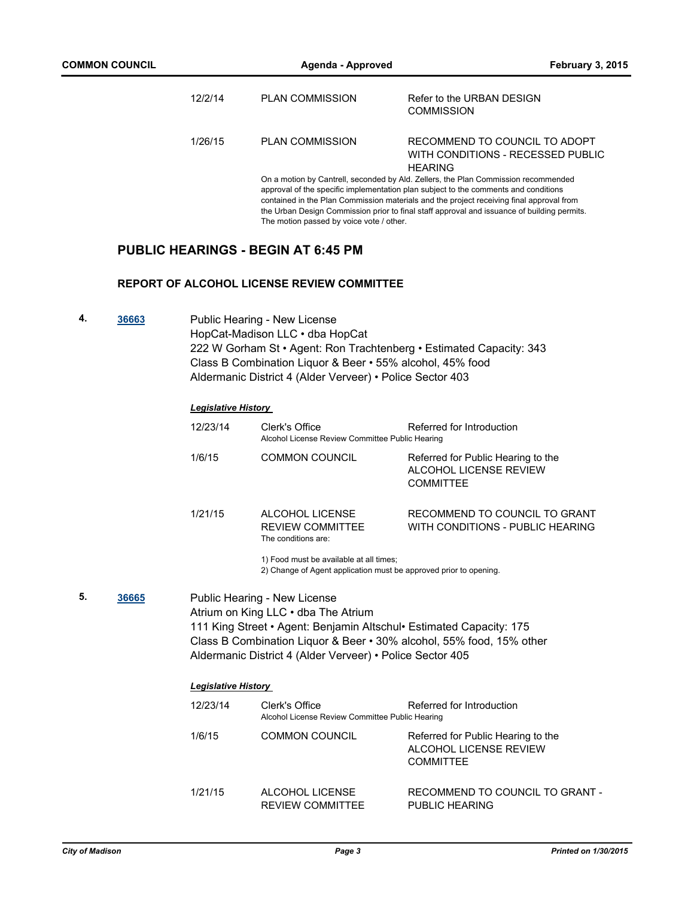| | | |
|---|---|---|
| 12/2/14 | PLAN COMMISSION | Refer to the URBAN DESIGN COMMISSION |
| 1/26/15 | PLAN COMMISSION | RECOMMEND TO COUNCIL TO ADOPT WITH CONDITIONS - RECESSED PUBLIC HEARING |

On a motion by Cantrell, seconded by Ald. Zellers, the Plan Commission recommended approval of the specific implementation plan subject to the comments and conditions contained in the Plan Commission materials and the project receiving final approval from the Urban Design Commission prior to final staff approval and issuance of building permits. The motion passed by voice vote / other.

## PUBLIC HEARINGS - BEGIN AT 6:45 PM

### REPORT OF ALCOHOL LICENSE REVIEW COMMITTEE

**4.** [36663]

Public Hearing - New License
HopCat-Madison LLC • dba HopCat
222 W Gorham St • Agent: Ron Trachtenberg • Estimated Capacity: 343
Class B Combination Liquor & Beer • 55% alcohol, 45% food
Aldermanic District 4 (Alder Verveer) • Police Sector 403

***Legislative History***

| | | |
|---|---|---|
| 12/23/14 | Clerk's Office<br>Alcohol License Review Committee Public Hearing | Referred for Introduction |
| 1/6/15 | COMMON COUNCIL | Referred for Public Hearing to the ALCOHOL LICENSE REVIEW COMMITTEE |
| 1/21/15 | ALCOHOL LICENSE REVIEW COMMITTEE<br>The conditions are: | RECOMMEND TO COUNCIL TO GRANT WITH CONDITIONS - PUBLIC HEARING |

1) Food must be available at all times;
2) Change of Agent application must be approved prior to opening.

**5.** [36665]

Public Hearing - New License
Atrium on King LLC • dba The Atrium
111 King Street • Agent: Benjamin Altschul• Estimated Capacity: 175
Class B Combination Liquor & Beer • 30% alcohol, 55% food, 15% other
Aldermanic District 4 (Alder Verveer) • Police Sector 405

***Legislative History***

| | | |
|---|---|---|
| 12/23/14 | Clerk's Office<br>Alcohol License Review Committee Public Hearing | Referred for Introduction |
| 1/6/15 | COMMON COUNCIL | Referred for Public Hearing to the ALCOHOL LICENSE REVIEW COMMITTEE |
| 1/21/15 | ALCOHOL LICENSE REVIEW COMMITTEE | RECOMMEND TO COUNCIL TO GRANT - PUBLIC HEARING |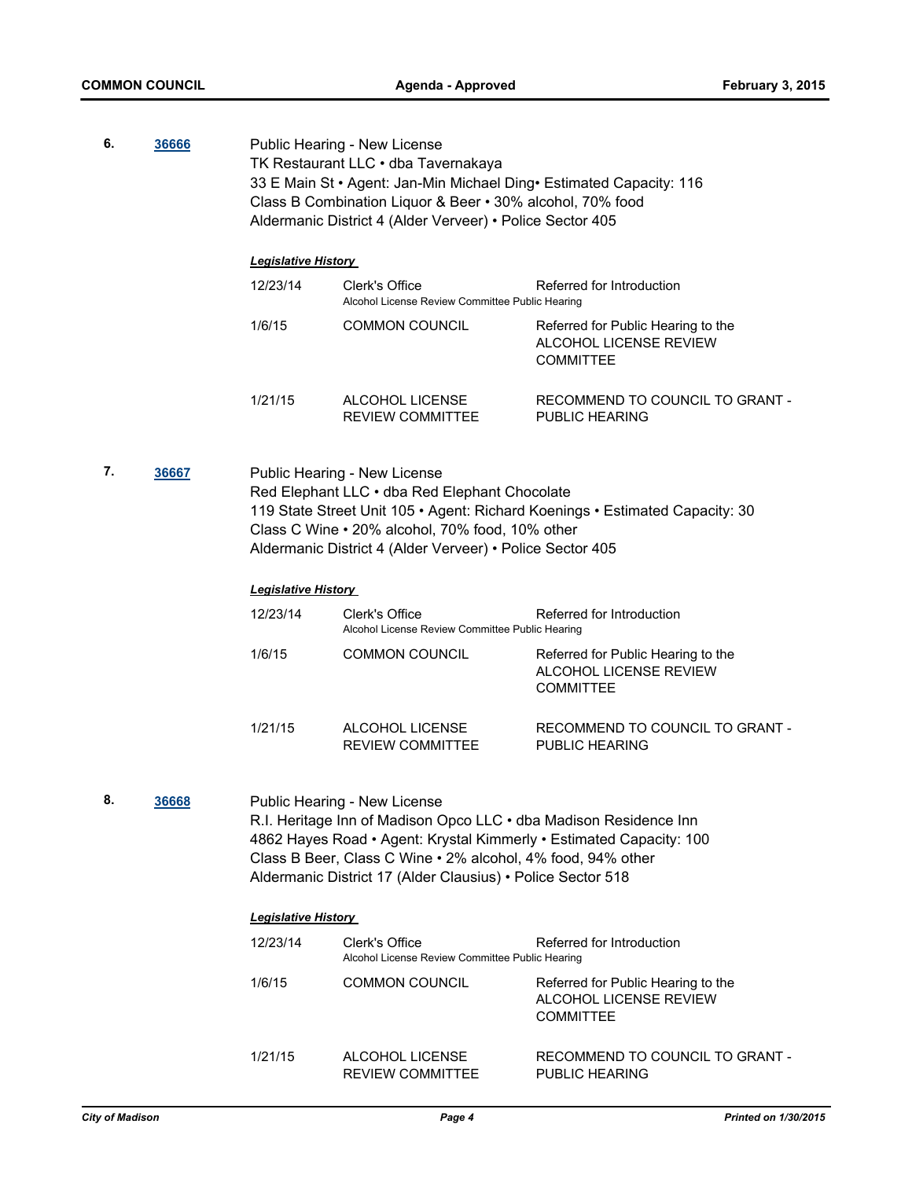**6.** **36666**

Public Hearing - New License
TK Restaurant LLC • dba Tavernakaya
33 E Main St • Agent: Jan-Min Michael Ding• Estimated Capacity: 116
Class B Combination Liquor & Beer • 30% alcohol, 70% food
Aldermanic District 4 (Alder Verveer) • Police Sector 405

***Legislative History***

| Date | Body | Action |
|---|---|---|
| 12/23/14 | Clerk's Office<br>Alcohol License Review Committee Public Hearing | Referred for Introduction |
| 1/6/15 | COMMON COUNCIL | Referred for Public Hearing to the ALCOHOL LICENSE REVIEW COMMITTEE |
| 1/21/15 | ALCOHOL LICENSE REVIEW COMMITTEE | RECOMMEND TO COUNCIL TO GRANT - PUBLIC HEARING |

**7.** **36667**

Public Hearing - New License
Red Elephant LLC • dba Red Elephant Chocolate
119 State Street Unit 105 • Agent: Richard Koenings • Estimated Capacity: 30
Class C Wine • 20% alcohol, 70% food, 10% other
Aldermanic District 4 (Alder Verveer) • Police Sector 405

***Legislative History***

| Date | Body | Action |
|---|---|---|
| 12/23/14 | Clerk's Office<br>Alcohol License Review Committee Public Hearing | Referred for Introduction |
| 1/6/15 | COMMON COUNCIL | Referred for Public Hearing to the ALCOHOL LICENSE REVIEW COMMITTEE |
| 1/21/15 | ALCOHOL LICENSE REVIEW COMMITTEE | RECOMMEND TO COUNCIL TO GRANT - PUBLIC HEARING |

**8.** **36668**

Public Hearing - New License
R.I. Heritage Inn of Madison Opco LLC • dba Madison Residence Inn
4862 Hayes Road • Agent: Krystal Kimmerly • Estimated Capacity: 100
Class B Beer, Class C Wine • 2% alcohol, 4% food, 94% other
Aldermanic District 17 (Alder Clausius) • Police Sector 518

***Legislative History***

| Date | Body | Action |
|---|---|---|
| 12/23/14 | Clerk's Office<br>Alcohol License Review Committee Public Hearing | Referred for Introduction |
| 1/6/15 | COMMON COUNCIL | Referred for Public Hearing to the ALCOHOL LICENSE REVIEW COMMITTEE |
| 1/21/15 | ALCOHOL LICENSE REVIEW COMMITTEE | RECOMMEND TO COUNCIL TO GRANT - PUBLIC HEARING |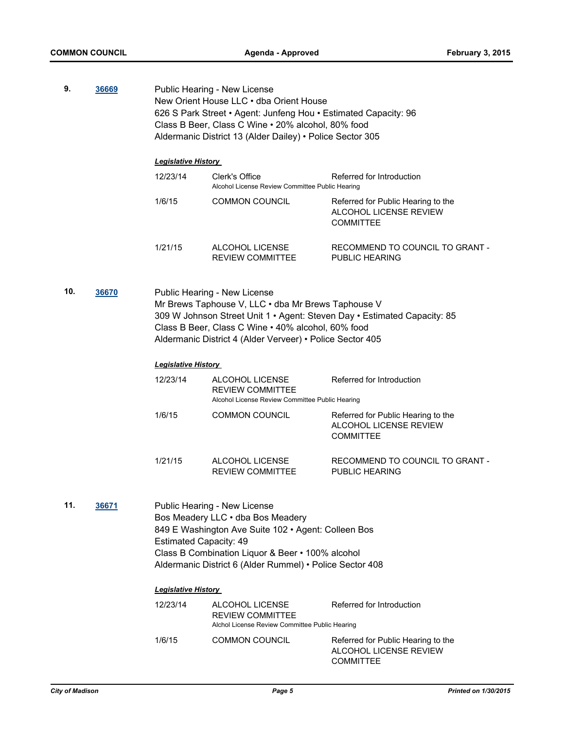**9.** **36669**

Public Hearing - New License
New Orient House LLC • dba Orient House
626 S Park Street • Agent: Junfeng Hou • Estimated Capacity: 96
Class B Beer, Class C Wine • 20% alcohol, 80% food
Aldermanic District 13 (Alder Dailey) • Police Sector 305

***Legislative History***

| | | |
|---|---|---|
| 12/23/14 | Clerk's Office<br>Alcohol License Review Committee Public Hearing | Referred for Introduction |
| 1/6/15 | COMMON COUNCIL | Referred for Public Hearing to the ALCOHOL LICENSE REVIEW COMMITTEE |
| 1/21/15 | ALCOHOL LICENSE REVIEW COMMITTEE | RECOMMEND TO COUNCIL TO GRANT - PUBLIC HEARING |

**10.** **36670**

Public Hearing - New License
Mr Brews Taphouse V, LLC • dba Mr Brews Taphouse V
309 W Johnson Street Unit 1 • Agent: Steven Day • Estimated Capacity: 85
Class B Beer, Class C Wine • 40% alcohol, 60% food
Aldermanic District 4 (Alder Verveer) • Police Sector 405

***Legislative History***

| | | |
|---|---|---|
| 12/23/14 | ALCOHOL LICENSE REVIEW COMMITTEE<br>Alcohol License Review Committee Public Hearing | Referred for Introduction |
| 1/6/15 | COMMON COUNCIL | Referred for Public Hearing to the ALCOHOL LICENSE REVIEW COMMITTEE |
| 1/21/15 | ALCOHOL LICENSE REVIEW COMMITTEE | RECOMMEND TO COUNCIL TO GRANT - PUBLIC HEARING |

**11.** **36671**

Public Hearing - New License
Bos Meadery LLC • dba Bos Meadery
849 E Washington Ave Suite 102 • Agent: Colleen Bos
Estimated Capacity: 49
Class B Combination Liquor & Beer • 100% alcohol
Aldermanic District 6 (Alder Rummel) • Police Sector 408

***Legislative History***

| | | |
|---|---|---|
| 12/23/14 | ALCOHOL LICENSE REVIEW COMMITTEE<br>Alchol License Review Committee Public Hearing | Referred for Introduction |
| 1/6/15 | COMMON COUNCIL | Referred for Public Hearing to the ALCOHOL LICENSE REVIEW COMMITTEE |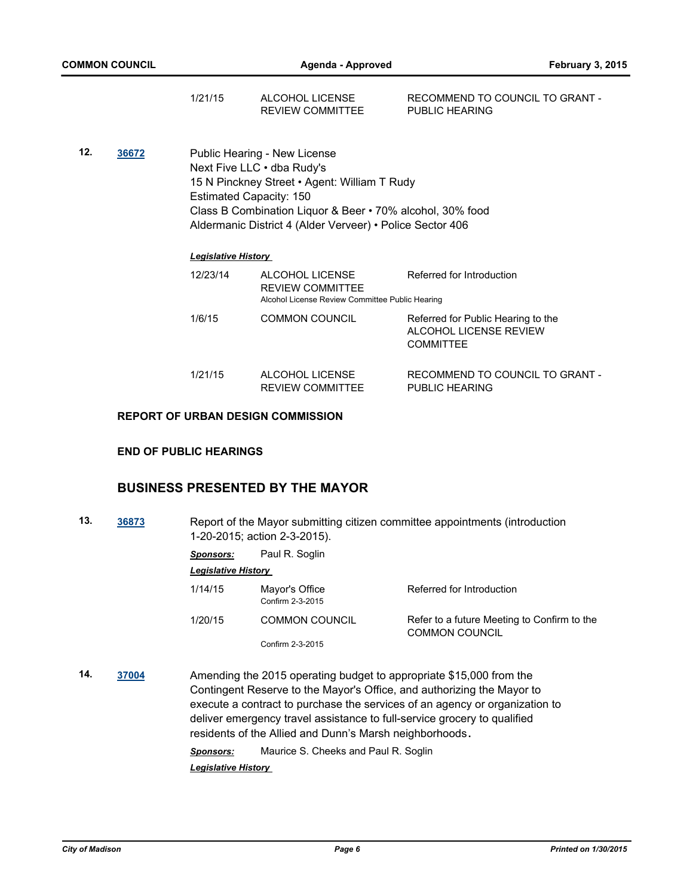| | | |
|---|---|---|
| 1/21/15 | ALCOHOL LICENSE REVIEW COMMITTEE | RECOMMEND TO COUNCIL TO GRANT - PUBLIC HEARING |

**12.** **36672**

Public Hearing - New License
Next Five LLC • dba Rudy's
15 N Pinckney Street • Agent: William T Rudy
Estimated Capacity: 150
Class B Combination Liquor & Beer • 70% alcohol, 30% food
Aldermanic District 4 (Alder Verveer) • Police Sector 406

***Legislative History***

| | | |
|---|---|---|
| 12/23/14 | ALCOHOL LICENSE REVIEW COMMITTEE<br>Alcohol License Review Committee Public Hearing | Referred for Introduction |
| 1/6/15 | COMMON COUNCIL | Referred for Public Hearing to the ALCOHOL LICENSE REVIEW COMMITTEE |
| 1/21/15 | ALCOHOL LICENSE REVIEW COMMITTEE | RECOMMEND TO COUNCIL TO GRANT - PUBLIC HEARING |

**REPORT OF URBAN DESIGN COMMISSION**

**END OF PUBLIC HEARINGS**

## BUSINESS PRESENTED BY THE MAYOR

**13.** **36873**

Report of the Mayor submitting citizen committee appointments (introduction 1-20-2015; action 2-3-2015).

***Sponsors:*** Paul R. Soglin

***Legislative History***

| | | |
|---|---|---|
| 1/14/15 | Mayor's Office<br>Confirm 2-3-2015 | Referred for Introduction |
| 1/20/15 | COMMON COUNCIL<br>Confirm 2-3-2015 | Refer to a future Meeting to Confirm to the COMMON COUNCIL |

**14.** **37004**

Amending the 2015 operating budget to appropriate $15,000 from the Contingent Reserve to the Mayor's Office, and authorizing the Mayor to execute a contract to purchase the services of an agency or organization to deliver emergency travel assistance to full-service grocery to qualified residents of the Allied and Dunn's Marsh neighborhoods.

***Sponsors:*** Maurice S. Cheeks and Paul R. Soglin

***Legislative History***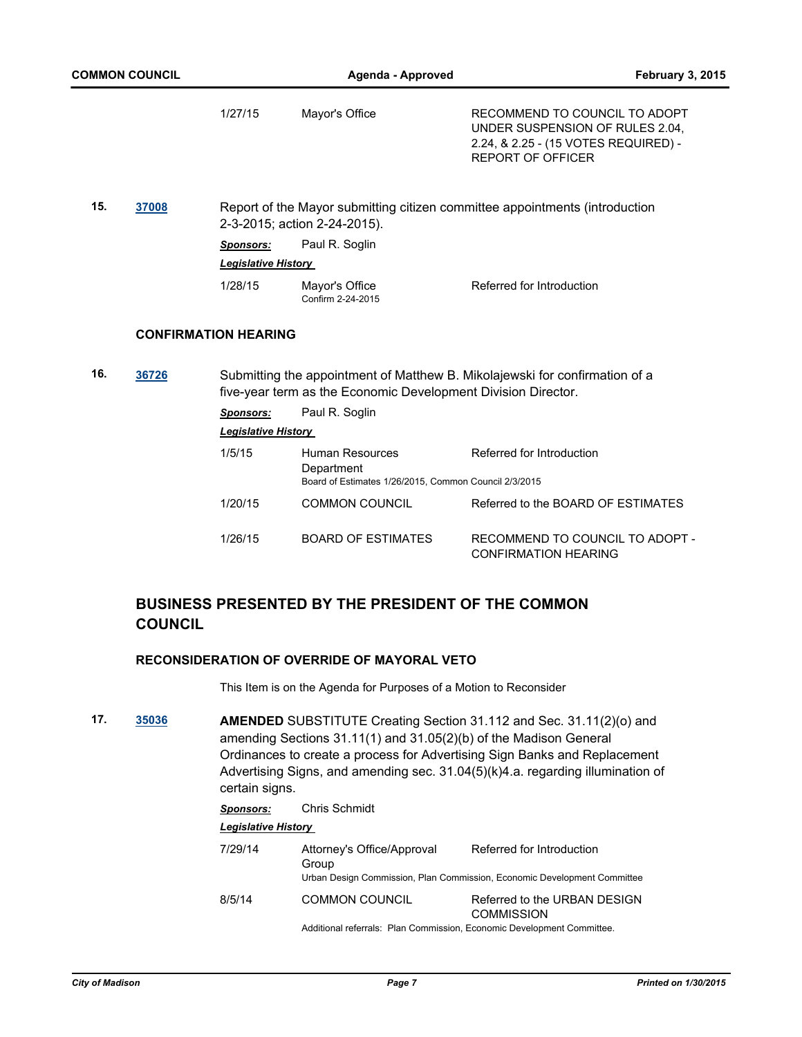| | | |
|---|---|---|
| 1/27/15 | Mayor's Office | RECOMMEND TO COUNCIL TO ADOPT UNDER SUSPENSION OF RULES 2.04, 2.24, & 2.25 - (15 VOTES REQUIRED) - REPORT OF OFFICER |

**15.** **37008** Report of the Mayor submitting citizen committee appointments (introduction 2-3-2015; action 2-24-2015).

***Sponsors:*** Paul R. Soglin

***Legislative History***

| | | |
|---|---|---|
| 1/28/15 | Mayor's Office<br>Confirm 2-24-2015 | Referred for Introduction |

### CONFIRMATION HEARING

**16.** **36726** Submitting the appointment of Matthew B. Mikolajewski for confirmation of a five-year term as the Economic Development Division Director.

***Sponsors:*** Paul R. Soglin

***Legislative History***

| | | |
|---|---|---|
| 1/5/15 | Human Resources Department<br>Board of Estimates 1/26/2015, Common Council 2/3/2015 | Referred for Introduction |
| 1/20/15 | COMMON COUNCIL | Referred to the BOARD OF ESTIMATES |
| 1/26/15 | BOARD OF ESTIMATES | RECOMMEND TO COUNCIL TO ADOPT - CONFIRMATION HEARING |

## BUSINESS PRESENTED BY THE PRESIDENT OF THE COMMON COUNCIL

### RECONSIDERATION OF OVERRIDE OF MAYORAL VETO

This Item is on the Agenda for Purposes of a Motion to Reconsider

**17.** **35036** **AMENDED** SUBSTITUTE Creating Section 31.112 and Sec. 31.11(2)(o) and amending Sections 31.11(1) and 31.05(2)(b) of the Madison General Ordinances to create a process for Advertising Sign Banks and Replacement Advertising Signs, and amending sec. 31.04(5)(k)4.a. regarding illumination of certain signs.

***Sponsors:*** Chris Schmidt

***Legislative History***

| | | |
|---|---|---|
| 7/29/14 | Attorney's Office/Approval Group<br>Urban Design Commission, Plan Commission, Economic Development Committee | Referred for Introduction |
| 8/5/14 | COMMON COUNCIL<br>Additional referrals: Plan Commission, Economic Development Committee. | Referred to the URBAN DESIGN COMMISSION |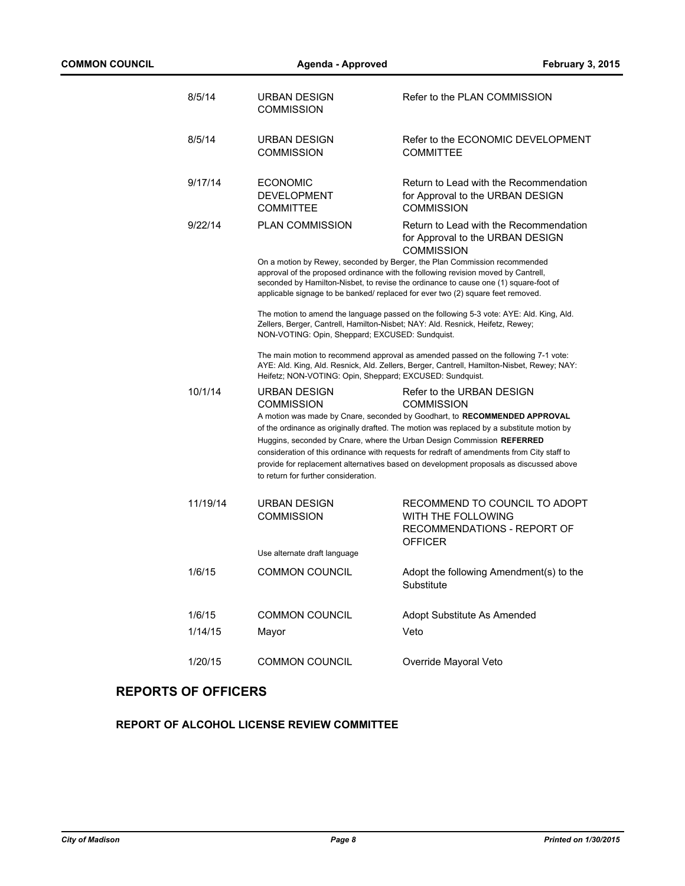| | | |
|---|---|---|
| 8/5/14 | URBAN DESIGN COMMISSION | Refer to the PLAN COMMISSION |
| 8/5/14 | URBAN DESIGN COMMISSION | Refer to the ECONOMIC DEVELOPMENT COMMITTEE |
| 9/17/14 | ECONOMIC DEVELOPMENT COMMITTEE | Return to Lead with the Recommendation for Approval to the URBAN DESIGN COMMISSION |
| 9/22/14 | PLAN COMMISSION | Return to Lead with the Recommendation for Approval to the URBAN DESIGN COMMISSION |

On a motion by Rewey, seconded by Berger, the Plan Commission recommended approval of the proposed ordinance with the following revision moved by Cantrell, seconded by Hamilton-Nisbet, to revise the ordinance to cause one (1) square-foot of applicable signage to be banked/ replaced for ever two (2) square feet removed.

The motion to amend the language passed on the following 5-3 vote: AYE: Ald. King, Ald. Zellers, Berger, Cantrell, Hamilton-Nisbet; NAY: Ald. Resnick, Heifetz, Rewey; NON-VOTING: Opin, Sheppard; EXCUSED: Sundquist.

The main motion to recommend approval as amended passed on the following 7-1 vote: AYE: Ald. King, Ald. Resnick, Ald. Zellers, Berger, Cantrell, Hamilton-Nisbet, Rewey; NAY: Heifetz; NON-VOTING: Opin, Sheppard; EXCUSED: Sundquist.

| | | |
|---|---|---|
| 10/1/14 | URBAN DESIGN COMMISSION | Refer to the URBAN DESIGN COMMISSION |

A motion was made by Cnare, seconded by Goodhart, to **RECOMMENDED APPROVAL** of the ordinance as originally drafted. The motion was replaced by a substitute motion by Huggins, seconded by Cnare, where the Urban Design Commission **REFERRED** consideration of this ordinance with requests for redraft of amendments from City staff to provide for replacement alternatives based on development proposals as discussed above to return for further consideration.

| | | |
|---|---|---|
| 11/19/14 | URBAN DESIGN COMMISSION | RECOMMEND TO COUNCIL TO ADOPT WITH THE FOLLOWING RECOMMENDATIONS - REPORT OF OFFICER |

Use alternate draft language

| | | |
|---|---|---|
| 1/6/15 | COMMON COUNCIL | Adopt the following Amendment(s) to the Substitute |
| 1/6/15 | COMMON COUNCIL | Adopt Substitute As Amended |
| 1/14/15 | Mayor | Veto |
| 1/20/15 | COMMON COUNCIL | Override Mayoral Veto |

## REPORTS OF OFFICERS

### REPORT OF ALCOHOL LICENSE REVIEW COMMITTEE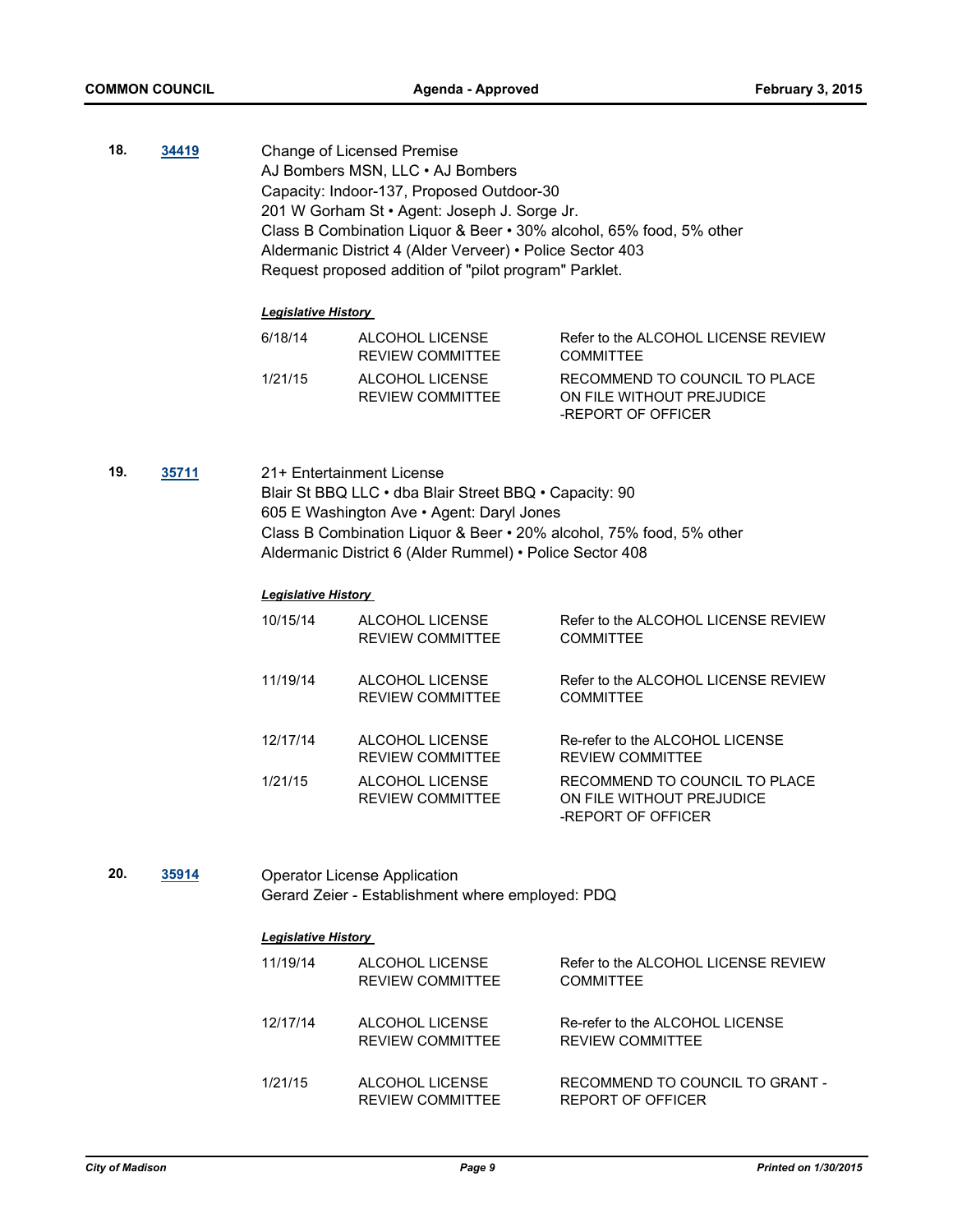**18.** **34419**

Change of Licensed Premise
AJ Bombers MSN, LLC • AJ Bombers
Capacity: Indoor-137, Proposed Outdoor-30
201 W Gorham St • Agent: Joseph J. Sorge Jr.
Class B Combination Liquor & Beer • 30% alcohol, 65% food, 5% other
Aldermanic District 4 (Alder Verveer) • Police Sector 403
Request proposed addition of "pilot program" Parklet.

***Legislative History***

| | | |
|---|---|---|
| 6/18/14 | ALCOHOL LICENSE REVIEW COMMITTEE | Refer to the ALCOHOL LICENSE REVIEW COMMITTEE |
| 1/21/15 | ALCOHOL LICENSE REVIEW COMMITTEE | RECOMMEND TO COUNCIL TO PLACE ON FILE WITHOUT PREJUDICE -REPORT OF OFFICER |

**19.** **35711**

21+ Entertainment License
Blair St BBQ LLC • dba Blair Street BBQ • Capacity: 90
605 E Washington Ave • Agent: Daryl Jones
Class B Combination Liquor & Beer • 20% alcohol, 75% food, 5% other
Aldermanic District 6 (Alder Rummel) • Police Sector 408

***Legislative History***

| | | |
|---|---|---|
| 10/15/14 | ALCOHOL LICENSE REVIEW COMMITTEE | Refer to the ALCOHOL LICENSE REVIEW COMMITTEE |
| 11/19/14 | ALCOHOL LICENSE REVIEW COMMITTEE | Refer to the ALCOHOL LICENSE REVIEW COMMITTEE |
| 12/17/14 | ALCOHOL LICENSE REVIEW COMMITTEE | Re-refer to the ALCOHOL LICENSE REVIEW COMMITTEE |
| 1/21/15 | ALCOHOL LICENSE REVIEW COMMITTEE | RECOMMEND TO COUNCIL TO PLACE ON FILE WITHOUT PREJUDICE -REPORT OF OFFICER |

**20.** **35914**

Operator License Application
Gerard Zeier - Establishment where employed: PDQ

***Legislative History***

| | | |
|---|---|---|
| 11/19/14 | ALCOHOL LICENSE REVIEW COMMITTEE | Refer to the ALCOHOL LICENSE REVIEW COMMITTEE |
| 12/17/14 | ALCOHOL LICENSE REVIEW COMMITTEE | Re-refer to the ALCOHOL LICENSE REVIEW COMMITTEE |
| 1/21/15 | ALCOHOL LICENSE REVIEW COMMITTEE | RECOMMEND TO COUNCIL TO GRANT - REPORT OF OFFICER |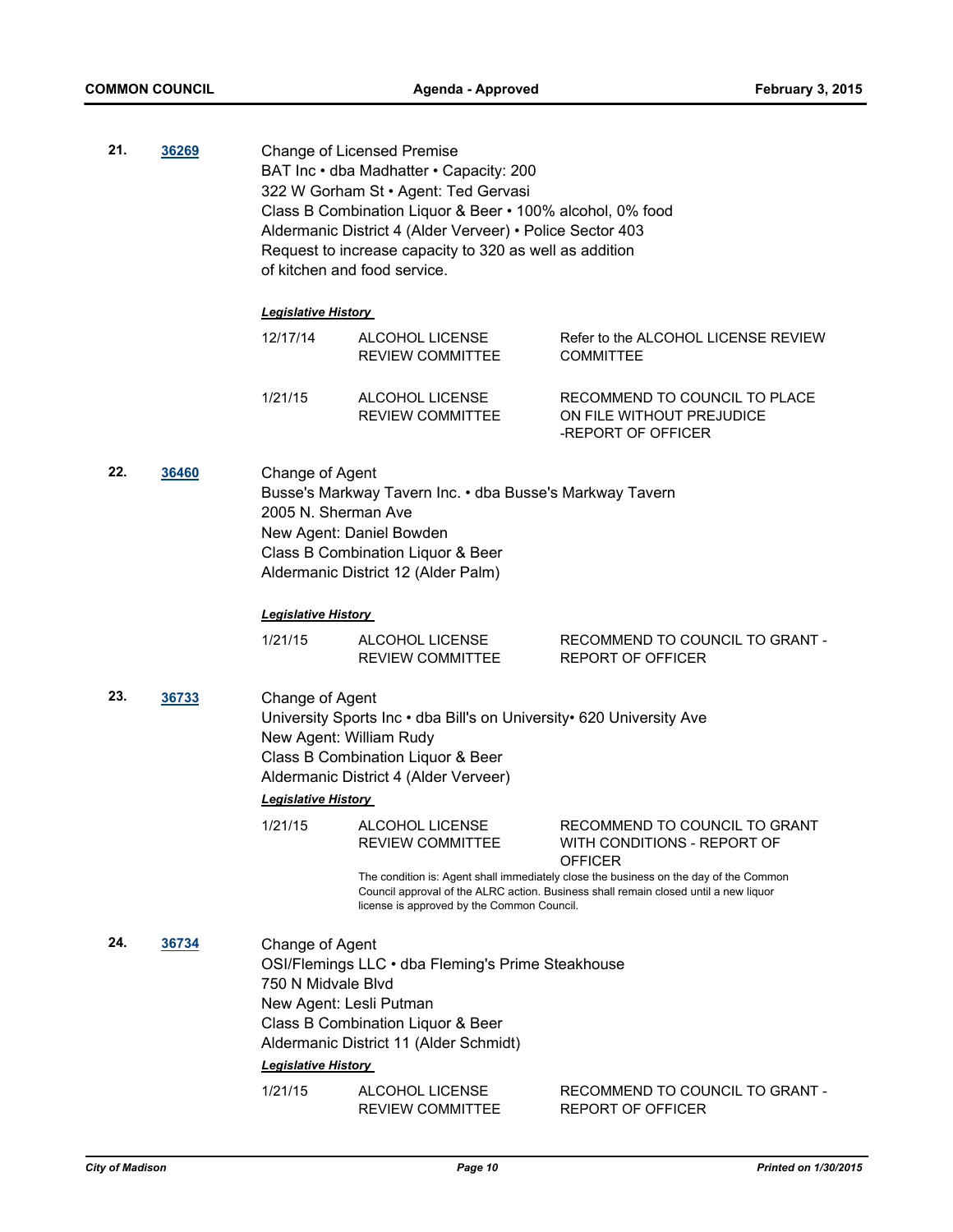**21.** **36269**

Change of Licensed Premise
BAT Inc • dba Madhatter • Capacity: 200
322 W Gorham St • Agent: Ted Gervasi
Class B Combination Liquor & Beer • 100% alcohol, 0% food
Aldermanic District 4 (Alder Verveer) • Police Sector 403
Request to increase capacity to 320 as well as addition of kitchen and food service.

***Legislative History***

| | | |
|---|---|---|
| 12/17/14 | ALCOHOL LICENSE REVIEW COMMITTEE | Refer to the ALCOHOL LICENSE REVIEW COMMITTEE |
| 1/21/15 | ALCOHOL LICENSE REVIEW COMMITTEE | RECOMMEND TO COUNCIL TO PLACE ON FILE WITHOUT PREJUDICE -REPORT OF OFFICER |

**22.** **36460**

Change of Agent
Busse's Markway Tavern Inc. • dba Busse's Markway Tavern
2005 N. Sherman Ave
New Agent: Daniel Bowden
Class B Combination Liquor & Beer
Aldermanic District 12 (Alder Palm)

***Legislative History***

| | | |
|---|---|---|
| 1/21/15 | ALCOHOL LICENSE REVIEW COMMITTEE | RECOMMEND TO COUNCIL TO GRANT - REPORT OF OFFICER |

**23.** **36733**

Change of Agent
University Sports Inc • dba Bill's on University• 620 University Ave
New Agent: William Rudy
Class B Combination Liquor & Beer
Aldermanic District 4 (Alder Verveer)

***Legislative History***

| | | |
|---|---|---|
| 1/21/15 | ALCOHOL LICENSE REVIEW COMMITTEE | RECOMMEND TO COUNCIL TO GRANT WITH CONDITIONS - REPORT OF OFFICER |

The condition is: Agent shall immediately close the business on the day of the Common Council approval of the ALRC action. Business shall remain closed until a new liquor license is approved by the Common Council.

**24.** **36734**

Change of Agent
OSI/Flemings LLC • dba Fleming's Prime Steakhouse
750 N Midvale Blvd
New Agent: Lesli Putman
Class B Combination Liquor & Beer
Aldermanic District 11 (Alder Schmidt)

***Legislative History***

| | | |
|---|---|---|
| 1/21/15 | ALCOHOL LICENSE REVIEW COMMITTEE | RECOMMEND TO COUNCIL TO GRANT - REPORT OF OFFICER |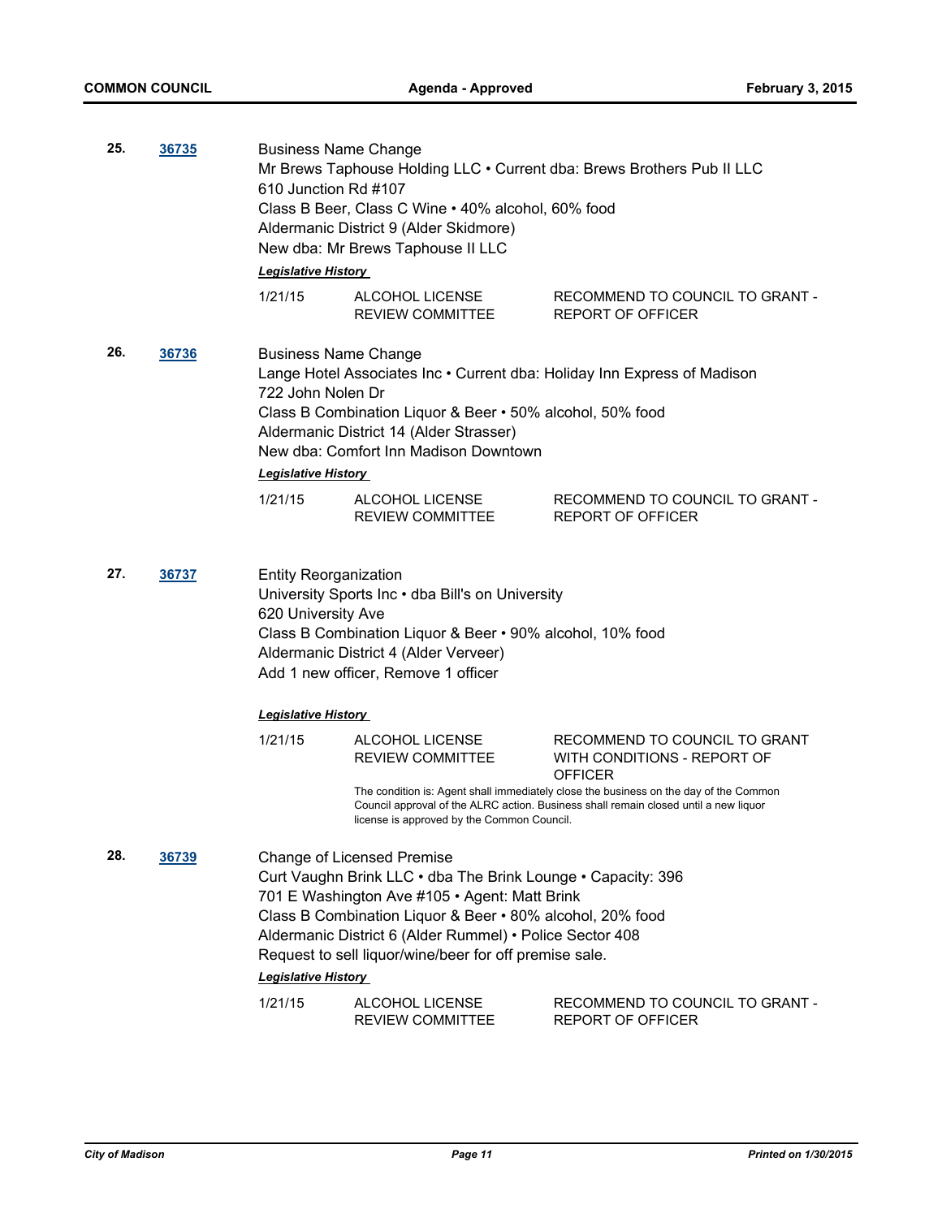**25. 36735**

Business Name Change
Mr Brews Taphouse Holding LLC • Current dba: Brews Brothers Pub II LLC
610 Junction Rd #107
Class B Beer, Class C Wine • 40% alcohol, 60% food
Aldermanic District 9 (Alder Skidmore)
New dba: Mr Brews Taphouse II LLC

***Legislative History***

| | | |
|---|---|---|
| 1/21/15 | ALCOHOL LICENSE REVIEW COMMITTEE | RECOMMEND TO COUNCIL TO GRANT - REPORT OF OFFICER |

**26. 36736**

Business Name Change
Lange Hotel Associates Inc • Current dba: Holiday Inn Express of Madison
722 John Nolen Dr
Class B Combination Liquor & Beer • 50% alcohol, 50% food
Aldermanic District 14 (Alder Strasser)
New dba: Comfort Inn Madison Downtown

***Legislative History***

| | | |
|---|---|---|
| 1/21/15 | ALCOHOL LICENSE REVIEW COMMITTEE | RECOMMEND TO COUNCIL TO GRANT - REPORT OF OFFICER |

**27. 36737**

Entity Reorganization
University Sports Inc • dba Bill's on University
620 University Ave
Class B Combination Liquor & Beer • 90% alcohol, 10% food
Aldermanic District 4 (Alder Verveer)
Add 1 new officer, Remove 1 officer

***Legislative History***

| | | |
|---|---|---|
| 1/21/15 | ALCOHOL LICENSE REVIEW COMMITTEE | RECOMMEND TO COUNCIL TO GRANT WITH CONDITIONS - REPORT OF OFFICER |

The condition is: Agent shall immediately close the business on the day of the Common Council approval of the ALRC action. Business shall remain closed until a new liquor license is approved by the Common Council.

**28. 36739**

Change of Licensed Premise
Curt Vaughn Brink LLC • dba The Brink Lounge • Capacity: 396
701 E Washington Ave #105 • Agent: Matt Brink
Class B Combination Liquor & Beer • 80% alcohol, 20% food
Aldermanic District 6 (Alder Rummel) • Police Sector 408
Request to sell liquor/wine/beer for off premise sale.

***Legislative History***

| | | |
|---|---|---|
| 1/21/15 | ALCOHOL LICENSE REVIEW COMMITTEE | RECOMMEND TO COUNCIL TO GRANT - REPORT OF OFFICER |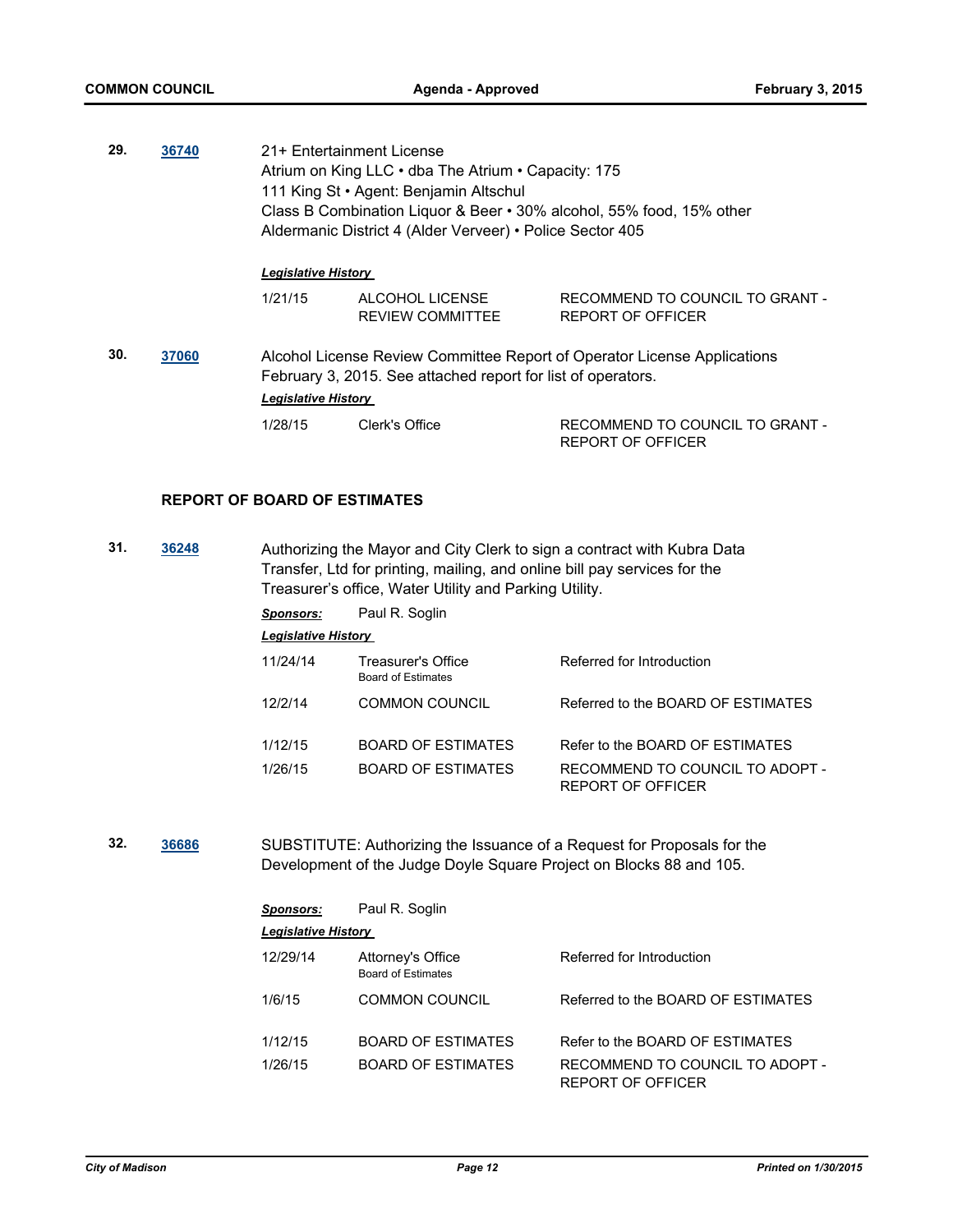**29.** **36740**

21+ Entertainment License
Atrium on King LLC • dba The Atrium • Capacity: 175
111 King St • Agent: Benjamin Altschul
Class B Combination Liquor & Beer • 30% alcohol, 55% food, 15% other
Aldermanic District 4 (Alder Verveer) • Police Sector 405

***Legislative History***

| | | |
|---|---|---|
| 1/21/15 | ALCOHOL LICENSE REVIEW COMMITTEE | RECOMMEND TO COUNCIL TO GRANT - REPORT OF OFFICER |

**30.** **37060**

Alcohol License Review Committee Report of Operator License Applications February 3, 2015. See attached report for list of operators.

***Legislative History***

| | | |
|---|---|---|
| 1/28/15 | Clerk's Office | RECOMMEND TO COUNCIL TO GRANT - REPORT OF OFFICER |

## REPORT OF BOARD OF ESTIMATES

**31.** **36248**

Authorizing the Mayor and City Clerk to sign a contract with Kubra Data Transfer, Ltd for printing, mailing, and online bill pay services for the Treasurer's office, Water Utility and Parking Utility.

***Sponsors:*** Paul R. Soglin

***Legislative History***

| | | |
|---|---|---|
| 11/24/14 | Treasurer's Office Board of Estimates | Referred for Introduction |
| 12/2/14 | COMMON COUNCIL | Referred to the BOARD OF ESTIMATES |
| 1/12/15 | BOARD OF ESTIMATES | Refer to the BOARD OF ESTIMATES |
| 1/26/15 | BOARD OF ESTIMATES | RECOMMEND TO COUNCIL TO ADOPT - REPORT OF OFFICER |

**32.** **36686**

SUBSTITUTE: Authorizing the Issuance of a Request for Proposals for the Development of the Judge Doyle Square Project on Blocks 88 and 105.

***Sponsors:*** Paul R. Soglin

***Legislative History***

| | | |
|---|---|---|
| 12/29/14 | Attorney's Office Board of Estimates | Referred for Introduction |
| 1/6/15 | COMMON COUNCIL | Referred to the BOARD OF ESTIMATES |
| 1/12/15 | BOARD OF ESTIMATES | Refer to the BOARD OF ESTIMATES |
| 1/26/15 | BOARD OF ESTIMATES | RECOMMEND TO COUNCIL TO ADOPT - REPORT OF OFFICER |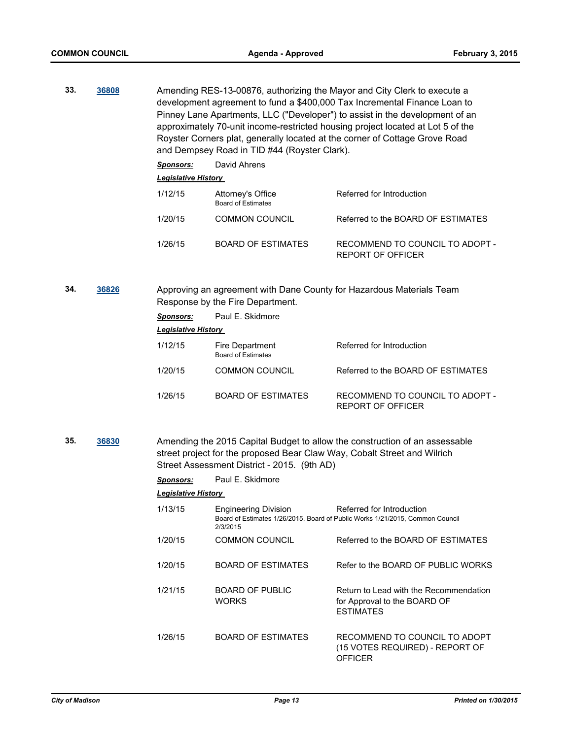**33.** **36808**

Amending RES-13-00876, authorizing the Mayor and City Clerk to execute a development agreement to fund a $400,000 Tax Incremental Finance Loan to Pinney Lane Apartments, LLC ("Developer") to assist in the development of an approximately 70-unit income-restricted housing project located at Lot 5 of the Royster Corners plat, generally located at the corner of Cottage Grove Road and Dempsey Road in TID #44 (Royster Clark).

***Sponsors:*** David Ahrens

***Legislative History***

| | | |
|---|---|---|
| 1/12/15 | Attorney's Office<br>Board of Estimates | Referred for Introduction |
| 1/20/15 | COMMON COUNCIL | Referred to the BOARD OF ESTIMATES |
| 1/26/15 | BOARD OF ESTIMATES | RECOMMEND TO COUNCIL TO ADOPT - REPORT OF OFFICER |

**34.** **36826**

Approving an agreement with Dane County for Hazardous Materials Team Response by the Fire Department.

***Sponsors:*** Paul E. Skidmore

***Legislative History***

| | | |
|---|---|---|
| 1/12/15 | Fire Department<br>Board of Estimates | Referred for Introduction |
| 1/20/15 | COMMON COUNCIL | Referred to the BOARD OF ESTIMATES |
| 1/26/15 | BOARD OF ESTIMATES | RECOMMEND TO COUNCIL TO ADOPT - REPORT OF OFFICER |

**35.** **36830**

Amending the 2015 Capital Budget to allow the construction of an assessable street project for the proposed Bear Claw Way, Cobalt Street and Wilrich Street Assessment District - 2015. (9th AD)

***Sponsors:*** Paul E. Skidmore

***Legislative History***

| | | |
|---|---|---|
| 1/13/15 | Engineering Division<br>Board of Estimates 1/26/2015, Board of Public Works 1/21/2015, Common Council 2/3/2015 | Referred for Introduction |
| 1/20/15 | COMMON COUNCIL | Referred to the BOARD OF ESTIMATES |
| 1/20/15 | BOARD OF ESTIMATES | Refer to the BOARD OF PUBLIC WORKS |
| 1/21/15 | BOARD OF PUBLIC WORKS | Return to Lead with the Recommendation for Approval to the BOARD OF ESTIMATES |
| 1/26/15 | BOARD OF ESTIMATES | RECOMMEND TO COUNCIL TO ADOPT (15 VOTES REQUIRED) - REPORT OF OFFICER |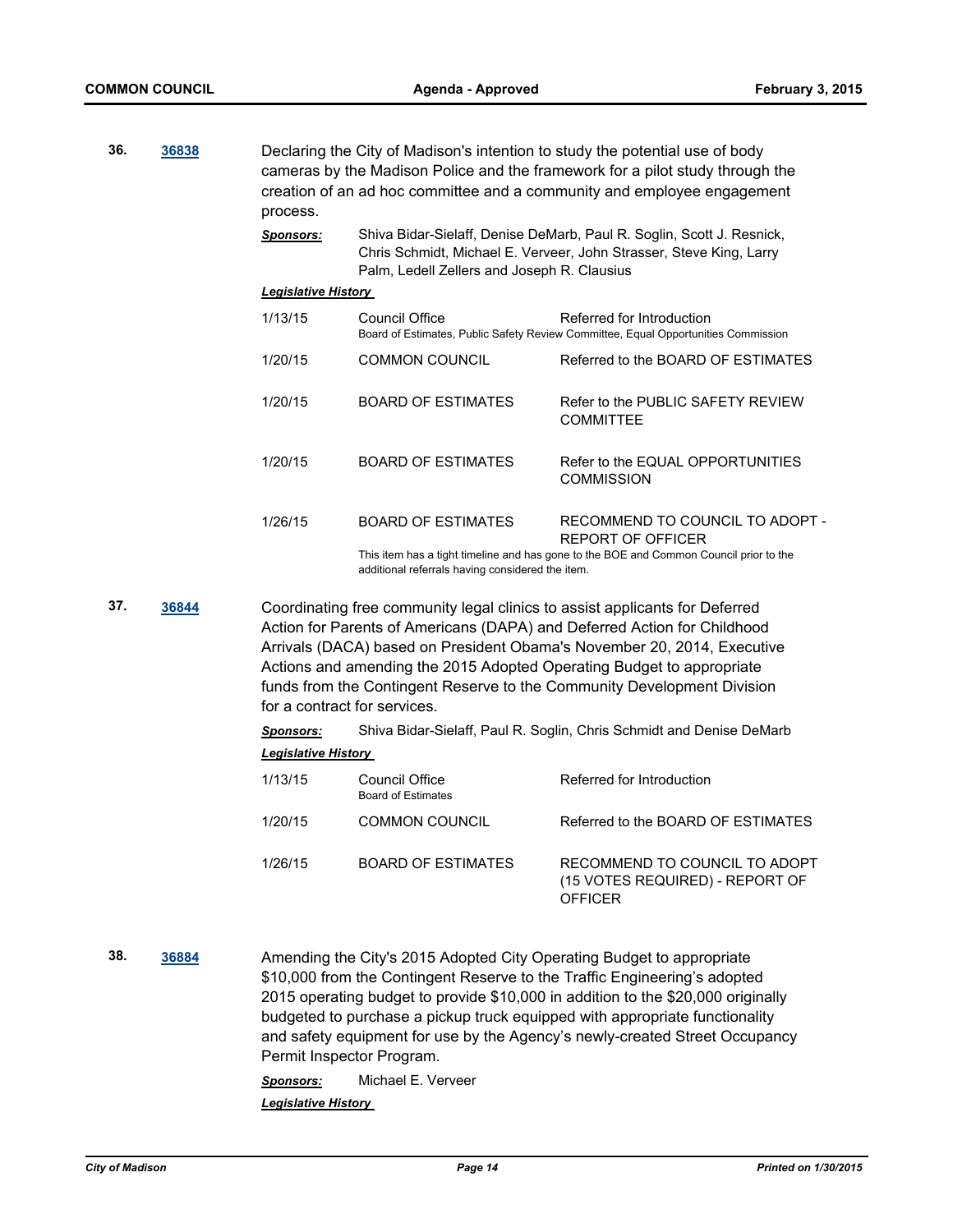**36.** **36838**

Declaring the City of Madison's intention to study the potential use of body cameras by the Madison Police and the framework for a pilot study through the creation of an ad hoc committee and a community and employee engagement process.

***Sponsors:*** Shiva Bidar-Sielaff, Denise DeMarb, Paul R. Soglin, Scott J. Resnick, Chris Schmidt, Michael E. Verveer, John Strasser, Steve King, Larry Palm, Ledell Zellers and Joseph R. Clausius

***Legislative History***

| | | |
|---|---|---|
| 1/13/15 | Council Office | Referred for Introduction |
| | Board of Estimates, Public Safety Review Committee, Equal Opportunities Commission | |
| 1/20/15 | COMMON COUNCIL | Referred to the BOARD OF ESTIMATES |
| 1/20/15 | BOARD OF ESTIMATES | Refer to the PUBLIC SAFETY REVIEW COMMITTEE |
| 1/20/15 | BOARD OF ESTIMATES | Refer to the EQUAL OPPORTUNITIES COMMISSION |
| 1/26/15 | BOARD OF ESTIMATES | RECOMMEND TO COUNCIL TO ADOPT - REPORT OF OFFICER |
| | This item has a tight timeline and has gone to the BOE and Common Council prior to the additional referrals having considered the item. | |

**37.** **36844**

Coordinating free community legal clinics to assist applicants for Deferred Action for Parents of Americans (DAPA) and Deferred Action for Childhood Arrivals (DACA) based on President Obama's November 20, 2014, Executive Actions and amending the 2015 Adopted Operating Budget to appropriate funds from the Contingent Reserve to the Community Development Division for a contract for services.

***Sponsors:*** Shiva Bidar-Sielaff, Paul R. Soglin, Chris Schmidt and Denise DeMarb

***Legislative History***

| | | |
|---|---|---|
| 1/13/15 | Council Office<br>Board of Estimates | Referred for Introduction |
| 1/20/15 | COMMON COUNCIL | Referred to the BOARD OF ESTIMATES |
| 1/26/15 | BOARD OF ESTIMATES | RECOMMEND TO COUNCIL TO ADOPT (15 VOTES REQUIRED) - REPORT OF OFFICER |

**38.** **36884**

Amending the City's 2015 Adopted City Operating Budget to appropriate $10,000 from the Contingent Reserve to the Traffic Engineering's adopted 2015 operating budget to provide $10,000 in addition to the $20,000 originally budgeted to purchase a pickup truck equipped with appropriate functionality and safety equipment for use by the Agency's newly-created Street Occupancy Permit Inspector Program.

***Sponsors:*** Michael E. Verveer

***Legislative History***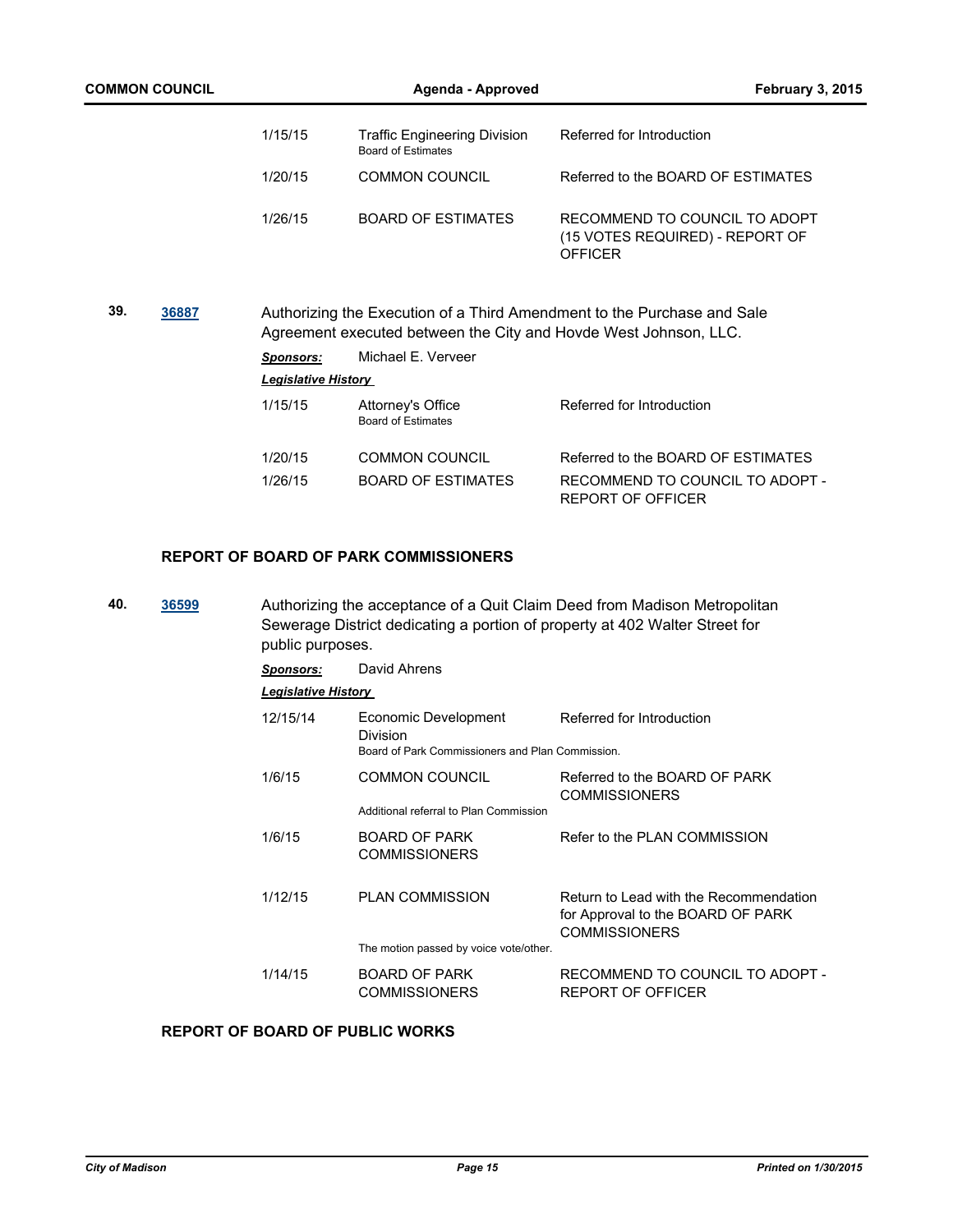| | | |
|---|---|---|
| 1/15/15 | Traffic Engineering Division<br>Board of Estimates | Referred for Introduction |
| 1/20/15 | COMMON COUNCIL | Referred to the BOARD OF ESTIMATES |
| 1/26/15 | BOARD OF ESTIMATES | RECOMMEND TO COUNCIL TO ADOPT (15 VOTES REQUIRED) - REPORT OF OFFICER |

**39.** **36887** Authorizing the Execution of a Third Amendment to the Purchase and Sale Agreement executed between the City and Hovde West Johnson, LLC.

***Sponsors:*** Michael E. Verveer

***Legislative History***

| | | |
|---|---|---|
| 1/15/15 | Attorney's Office<br>Board of Estimates | Referred for Introduction |
| 1/20/15 | COMMON COUNCIL | Referred to the BOARD OF ESTIMATES |
| 1/26/15 | BOARD OF ESTIMATES | RECOMMEND TO COUNCIL TO ADOPT - REPORT OF OFFICER |

### REPORT OF BOARD OF PARK COMMISSIONERS

**40.** **36599** Authorizing the acceptance of a Quit Claim Deed from Madison Metropolitan Sewerage District dedicating a portion of property at 402 Walter Street for public purposes.

***Sponsors:*** David Ahrens

***Legislative History***

| | | |
|---|---|---|
| 12/15/14 | Economic Development Division<br>Board of Park Commissioners and Plan Commission. | Referred for Introduction |
| 1/6/15 | COMMON COUNCIL<br>Additional referral to Plan Commission | Referred to the BOARD OF PARK COMMISSIONERS |
| 1/6/15 | BOARD OF PARK COMMISSIONERS | Refer to the PLAN COMMISSION |
| 1/12/15 | PLAN COMMISSION<br>The motion passed by voice vote/other. | Return to Lead with the Recommendation for Approval to the BOARD OF PARK COMMISSIONERS |
| 1/14/15 | BOARD OF PARK COMMISSIONERS | RECOMMEND TO COUNCIL TO ADOPT - REPORT OF OFFICER |

### REPORT OF BOARD OF PUBLIC WORKS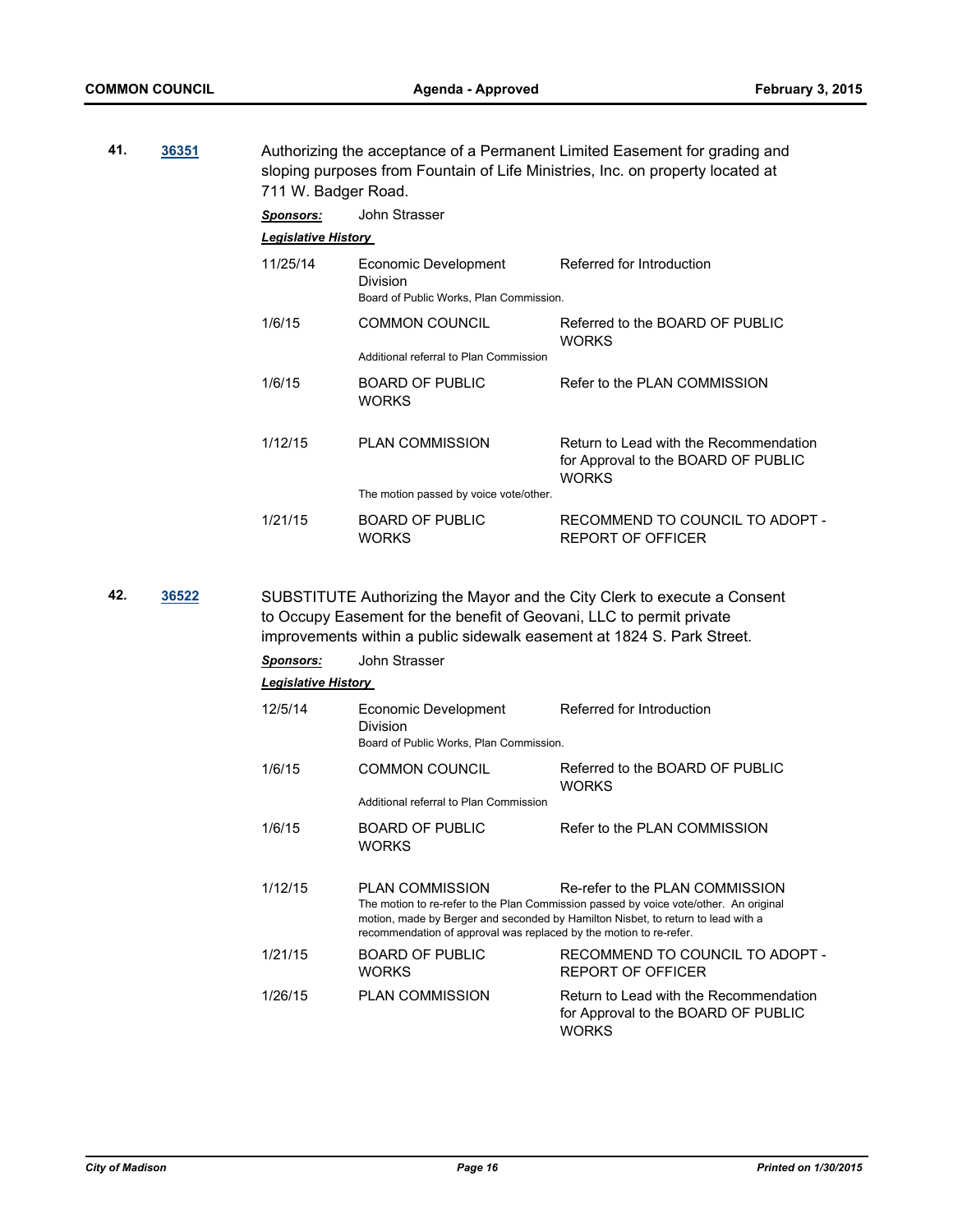**41.** **36351**

Authorizing the acceptance of a Permanent Limited Easement for grading and sloping purposes from Fountain of Life Ministries, Inc. on property located at 711 W. Badger Road.

***Sponsors:*** John Strasser

***Legislative History***

| Date | Body | Action |
|---|---|---|
| 11/25/14 | Economic Development Division<br>Board of Public Works, Plan Commission. | Referred for Introduction |
| 1/6/15 | COMMON COUNCIL<br>Additional referral to Plan Commission | Referred to the BOARD OF PUBLIC WORKS |
| 1/6/15 | BOARD OF PUBLIC WORKS | Refer to the PLAN COMMISSION |
| 1/12/15 | PLAN COMMISSION<br>The motion passed by voice vote/other. | Return to Lead with the Recommendation for Approval to the BOARD OF PUBLIC WORKS |
| 1/21/15 | BOARD OF PUBLIC WORKS | RECOMMEND TO COUNCIL TO ADOPT - REPORT OF OFFICER |

**42.** **36522**

SUBSTITUTE Authorizing the Mayor and the City Clerk to execute a Consent to Occupy Easement for the benefit of Geovani, LLC to permit private improvements within a public sidewalk easement at 1824 S. Park Street.

***Sponsors:*** John Strasser

***Legislative History***

| Date | Body | Action |
|---|---|---|
| 12/5/14 | Economic Development Division<br>Board of Public Works, Plan Commission. | Referred for Introduction |
| 1/6/15 | COMMON COUNCIL<br>Additional referral to Plan Commission | Referred to the BOARD OF PUBLIC WORKS |
| 1/6/15 | BOARD OF PUBLIC WORKS | Refer to the PLAN COMMISSION |
| 1/12/15 | PLAN COMMISSION<br>The motion to re-refer to the Plan Commission passed by voice vote/other. An original motion, made by Berger and seconded by Hamilton Nisbet, to return to lead with a recommendation of approval was replaced by the motion to re-refer. | Re-refer to the PLAN COMMISSION |
| 1/21/15 | BOARD OF PUBLIC WORKS | RECOMMEND TO COUNCIL TO ADOPT - REPORT OF OFFICER |
| 1/26/15 | PLAN COMMISSION | Return to Lead with the Recommendation for Approval to the BOARD OF PUBLIC WORKS |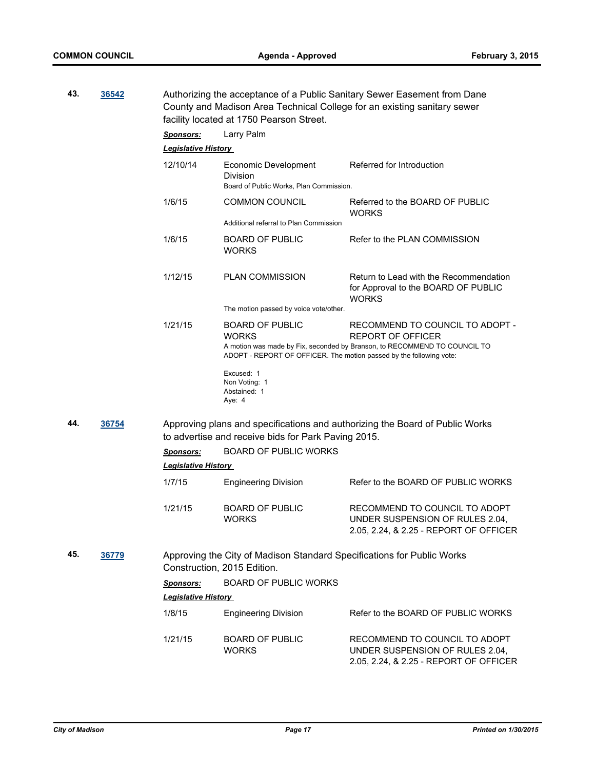**43.** **36542**

Authorizing the acceptance of a Public Sanitary Sewer Easement from Dane County and Madison Area Technical College for an existing sanitary sewer facility located at 1750 Pearson Street.

***Sponsors:*** Larry Palm

***Legislative History***

| | | |
|---|---|---|
| 12/10/14 | Economic Development Division | Referred for Introduction |
| | Board of Public Works, Plan Commission. | |
| 1/6/15 | COMMON COUNCIL | Referred to the BOARD OF PUBLIC WORKS |
| | Additional referral to Plan Commission | |
| 1/6/15 | BOARD OF PUBLIC WORKS | Refer to the PLAN COMMISSION |
| 1/12/15 | PLAN COMMISSION | Return to Lead with the Recommendation for Approval to the BOARD OF PUBLIC WORKS |
| | The motion passed by voice vote/other. | |
| 1/21/15 | BOARD OF PUBLIC WORKS | RECOMMEND TO COUNCIL TO ADOPT - REPORT OF OFFICER |

A motion was made by Fix, seconded by Branson, to RECOMMEND TO COUNCIL TO ADOPT - REPORT OF OFFICER. The motion passed by the following vote:

Excused: 1
Non Voting: 1
Abstained: 1
Aye: 4

**44.** **36754**

Approving plans and specifications and authorizing the Board of Public Works to advertise and receive bids for Park Paving 2015.

***Sponsors:*** BOARD OF PUBLIC WORKS

***Legislative History***

| | | |
|---|---|---|
| 1/7/15 | Engineering Division | Refer to the BOARD OF PUBLIC WORKS |
| 1/21/15 | BOARD OF PUBLIC WORKS | RECOMMEND TO COUNCIL TO ADOPT UNDER SUSPENSION OF RULES 2.04, 2.05, 2.24, & 2.25 - REPORT OF OFFICER |

**45.** **36779**

Approving the City of Madison Standard Specifications for Public Works Construction, 2015 Edition.

***Sponsors:*** BOARD OF PUBLIC WORKS

***Legislative History***

| | | |
|---|---|---|
| 1/8/15 | Engineering Division | Refer to the BOARD OF PUBLIC WORKS |
| 1/21/15 | BOARD OF PUBLIC WORKS | RECOMMEND TO COUNCIL TO ADOPT UNDER SUSPENSION OF RULES 2.04, 2.05, 2.24, & 2.25 - REPORT OF OFFICER |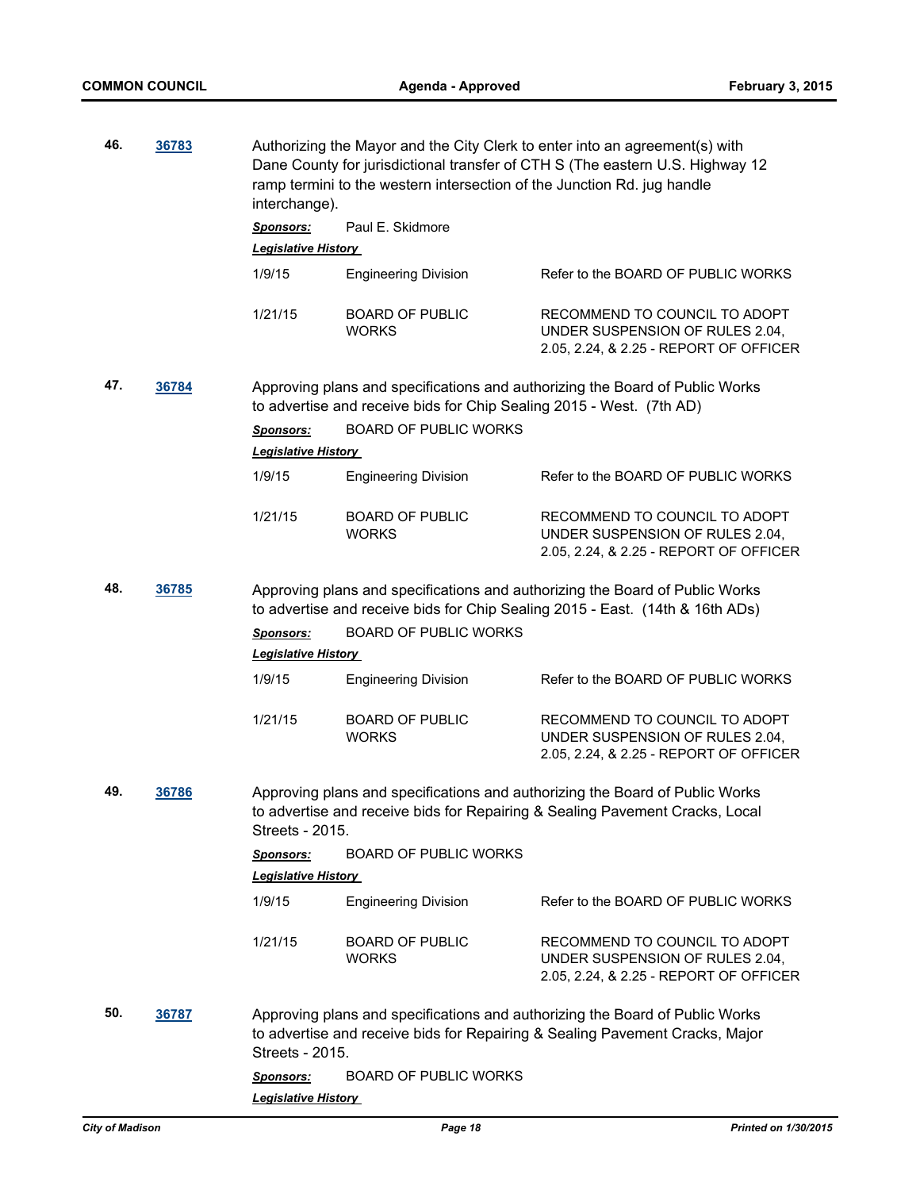**46.** **36783** Authorizing the Mayor and the City Clerk to enter into an agreement(s) with Dane County for jurisdictional transfer of CTH S (The eastern U.S. Highway 12 ramp termini to the western intersection of the Junction Rd. jug handle interchange).

***Sponsors:*** Paul E. Skidmore

***Legislative History***

| | | |
|---|---|---|
| 1/9/15 | Engineering Division | Refer to the BOARD OF PUBLIC WORKS |
| 1/21/15 | BOARD OF PUBLIC WORKS | RECOMMEND TO COUNCIL TO ADOPT UNDER SUSPENSION OF RULES 2.04, 2.05, 2.24, & 2.25 - REPORT OF OFFICER |

**47.** **36784** Approving plans and specifications and authorizing the Board of Public Works to advertise and receive bids for Chip Sealing 2015 - West. (7th AD)

***Sponsors:*** BOARD OF PUBLIC WORKS

***Legislative History***

| | | |
|---|---|---|
| 1/9/15 | Engineering Division | Refer to the BOARD OF PUBLIC WORKS |
| 1/21/15 | BOARD OF PUBLIC WORKS | RECOMMEND TO COUNCIL TO ADOPT UNDER SUSPENSION OF RULES 2.04, 2.05, 2.24, & 2.25 - REPORT OF OFFICER |

**48.** **36785** Approving plans and specifications and authorizing the Board of Public Works to advertise and receive bids for Chip Sealing 2015 - East. (14th & 16th ADs)

***Sponsors:*** BOARD OF PUBLIC WORKS

***Legislative History***

| | | |
|---|---|---|
| 1/9/15 | Engineering Division | Refer to the BOARD OF PUBLIC WORKS |
| 1/21/15 | BOARD OF PUBLIC WORKS | RECOMMEND TO COUNCIL TO ADOPT UNDER SUSPENSION OF RULES 2.04, 2.05, 2.24, & 2.25 - REPORT OF OFFICER |

**49.** **36786** Approving plans and specifications and authorizing the Board of Public Works to advertise and receive bids for Repairing & Sealing Pavement Cracks, Local Streets - 2015.

***Sponsors:*** BOARD OF PUBLIC WORKS

***Legislative History***

| | | |
|---|---|---|
| 1/9/15 | Engineering Division | Refer to the BOARD OF PUBLIC WORKS |
| 1/21/15 | BOARD OF PUBLIC WORKS | RECOMMEND TO COUNCIL TO ADOPT UNDER SUSPENSION OF RULES 2.04, 2.05, 2.24, & 2.25 - REPORT OF OFFICER |

**50.** **36787** Approving plans and specifications and authorizing the Board of Public Works to advertise and receive bids for Repairing & Sealing Pavement Cracks, Major Streets - 2015.

***Sponsors:*** BOARD OF PUBLIC WORKS

***Legislative History***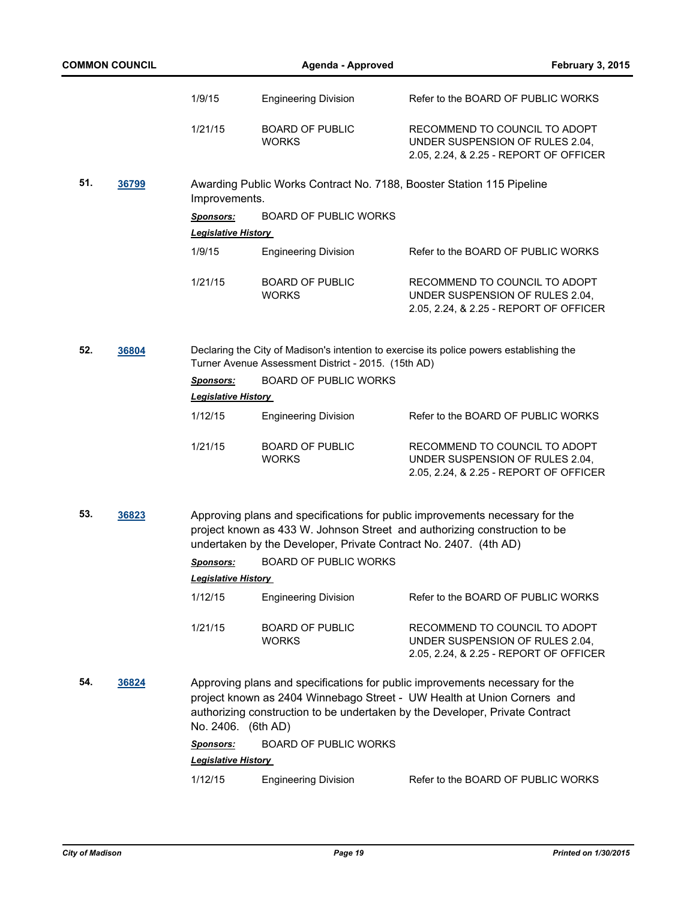| | | |
|---|---|---|
| 1/9/15 | Engineering Division | Refer to the BOARD OF PUBLIC WORKS |
| 1/21/15 | BOARD OF PUBLIC WORKS | RECOMMEND TO COUNCIL TO ADOPT UNDER SUSPENSION OF RULES 2.04, 2.05, 2.24, & 2.25 - REPORT OF OFFICER |

**51.** **36799** Awarding Public Works Contract No. 7188, Booster Station 115 Pipeline Improvements.

***Sponsors:*** BOARD OF PUBLIC WORKS

***Legislative History***

| | | |
|---|---|---|
| 1/9/15 | Engineering Division | Refer to the BOARD OF PUBLIC WORKS |
| 1/21/15 | BOARD OF PUBLIC WORKS | RECOMMEND TO COUNCIL TO ADOPT UNDER SUSPENSION OF RULES 2.04, 2.05, 2.24, & 2.25 - REPORT OF OFFICER |

**52.** **36804** Declaring the City of Madison's intention to exercise its police powers establishing the Turner Avenue Assessment District - 2015. (15th AD)

***Sponsors:*** BOARD OF PUBLIC WORKS

***Legislative History***

| | | |
|---|---|---|
| 1/12/15 | Engineering Division | Refer to the BOARD OF PUBLIC WORKS |
| 1/21/15 | BOARD OF PUBLIC WORKS | RECOMMEND TO COUNCIL TO ADOPT UNDER SUSPENSION OF RULES 2.04, 2.05, 2.24, & 2.25 - REPORT OF OFFICER |

**53.** **36823** Approving plans and specifications for public improvements necessary for the project known as 433 W. Johnson Street and authorizing construction to be undertaken by the Developer, Private Contract No. 2407. (4th AD)

***Sponsors:*** BOARD OF PUBLIC WORKS

***Legislative History***

| | | |
|---|---|---|
| 1/12/15 | Engineering Division | Refer to the BOARD OF PUBLIC WORKS |
| 1/21/15 | BOARD OF PUBLIC WORKS | RECOMMEND TO COUNCIL TO ADOPT UNDER SUSPENSION OF RULES 2.04, 2.05, 2.24, & 2.25 - REPORT OF OFFICER |

**54.** **36824** Approving plans and specifications for public improvements necessary for the project known as 2404 Winnebago Street - UW Health at Union Corners and authorizing construction to be undertaken by the Developer, Private Contract No. 2406. (6th AD)

***Sponsors:*** BOARD OF PUBLIC WORKS

***Legislative History***

| | | |
|---|---|---|
| 1/12/15 | Engineering Division | Refer to the BOARD OF PUBLIC WORKS |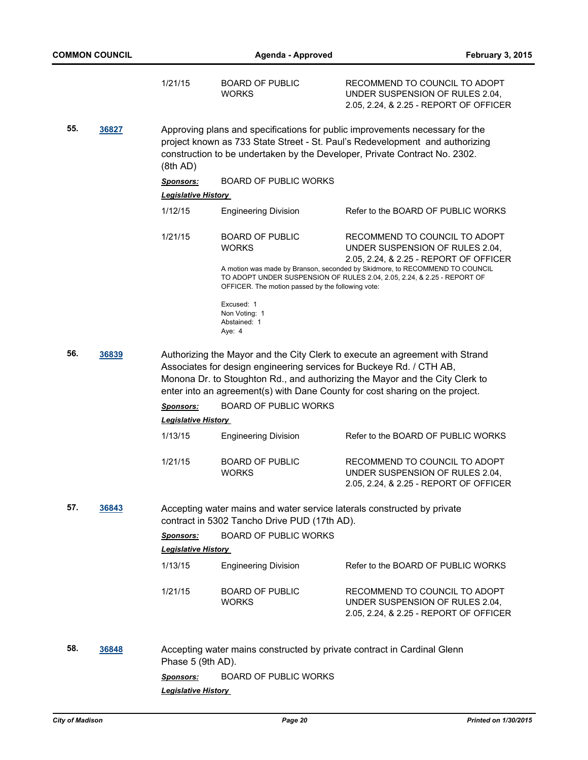| | | |
|---|---|---|
| 1/21/15 | BOARD OF PUBLIC WORKS | RECOMMEND TO COUNCIL TO ADOPT UNDER SUSPENSION OF RULES 2.04, 2.05, 2.24, & 2.25 - REPORT OF OFFICER |

**55.** [36827](36827)

Approving plans and specifications for public improvements necessary for the project known as 733 State Street - St. Paul's Redevelopment and authorizing construction to be undertaken by the Developer, Private Contract No. 2302. (8th AD)

***Sponsors:*** BOARD OF PUBLIC WORKS

***Legislative History***

| | | |
|---|---|---|
| 1/12/15 | Engineering Division | Refer to the BOARD OF PUBLIC WORKS |
| 1/21/15 | BOARD OF PUBLIC WORKS | RECOMMEND TO COUNCIL TO ADOPT UNDER SUSPENSION OF RULES 2.04, 2.05, 2.24, & 2.25 - REPORT OF OFFICER |

A motion was made by Branson, seconded by Skidmore, to RECOMMEND TO COUNCIL TO ADOPT UNDER SUSPENSION OF RULES 2.04, 2.05, 2.24, & 2.25 - REPORT OF OFFICER. The motion passed by the following vote:

Excused: 1
Non Voting: 1
Abstained: 1
Aye: 4

**56.** [36839](36839)

Authorizing the Mayor and the City Clerk to execute an agreement with Strand Associates for design engineering services for Buckeye Rd. / CTH AB, Monona Dr. to Stoughton Rd., and authorizing the Mayor and the City Clerk to enter into an agreement(s) with Dane County for cost sharing on the project.

***Sponsors:*** BOARD OF PUBLIC WORKS

***Legislative History***

| | | |
|---|---|---|
| 1/13/15 | Engineering Division | Refer to the BOARD OF PUBLIC WORKS |
| 1/21/15 | BOARD OF PUBLIC WORKS | RECOMMEND TO COUNCIL TO ADOPT UNDER SUSPENSION OF RULES 2.04, 2.05, 2.24, & 2.25 - REPORT OF OFFICER |

**57.** [36843](36843)

Accepting water mains and water service laterals constructed by private contract in 5302 Tancho Drive PUD (17th AD).

***Sponsors:*** BOARD OF PUBLIC WORKS

***Legislative History***

| | | |
|---|---|---|
| 1/13/15 | Engineering Division | Refer to the BOARD OF PUBLIC WORKS |
| 1/21/15 | BOARD OF PUBLIC WORKS | RECOMMEND TO COUNCIL TO ADOPT UNDER SUSPENSION OF RULES 2.04, 2.05, 2.24, & 2.25 - REPORT OF OFFICER |

**58.** [36848](36848)

Accepting water mains constructed by private contract in Cardinal Glenn Phase 5 (9th AD).

***Sponsors:*** BOARD OF PUBLIC WORKS

***Legislative History***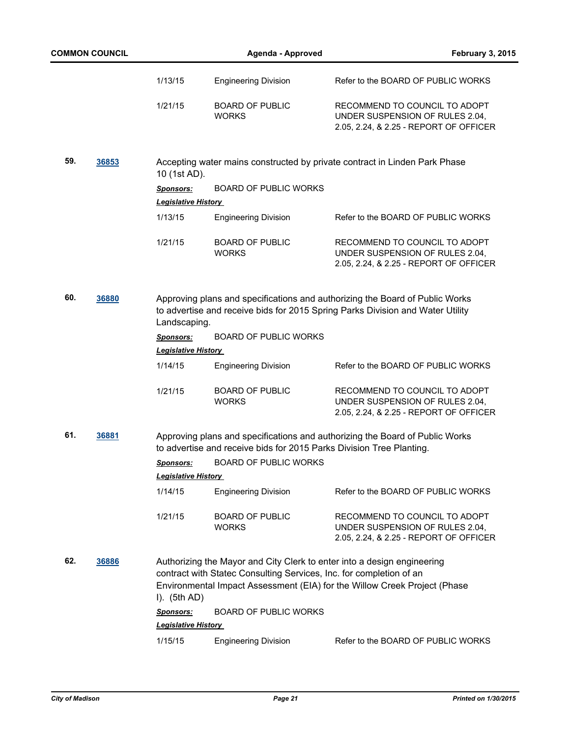| | | |
|---|---|---|
| 1/13/15 | Engineering Division | Refer to the BOARD OF PUBLIC WORKS |
| 1/21/15 | BOARD OF PUBLIC WORKS | RECOMMEND TO COUNCIL TO ADOPT UNDER SUSPENSION OF RULES 2.04, 2.05, 2.24, & 2.25 - REPORT OF OFFICER |

**59.** **36853**

Accepting water mains constructed by private contract in Linden Park Phase 10 (1st AD).

***Sponsors:*** BOARD OF PUBLIC WORKS

***Legislative History***

| | | |
|---|---|---|
| 1/13/15 | Engineering Division | Refer to the BOARD OF PUBLIC WORKS |
| 1/21/15 | BOARD OF PUBLIC WORKS | RECOMMEND TO COUNCIL TO ADOPT UNDER SUSPENSION OF RULES 2.04, 2.05, 2.24, & 2.25 - REPORT OF OFFICER |

**60.** **36880**

Approving plans and specifications and authorizing the Board of Public Works to advertise and receive bids for 2015 Spring Parks Division and Water Utility Landscaping.

***Sponsors:*** BOARD OF PUBLIC WORKS

***Legislative History***

| | | |
|---|---|---|
| 1/14/15 | Engineering Division | Refer to the BOARD OF PUBLIC WORKS |
| 1/21/15 | BOARD OF PUBLIC WORKS | RECOMMEND TO COUNCIL TO ADOPT UNDER SUSPENSION OF RULES 2.04, 2.05, 2.24, & 2.25 - REPORT OF OFFICER |

**61.** **36881**

Approving plans and specifications and authorizing the Board of Public Works to advertise and receive bids for 2015 Parks Division Tree Planting.

***Sponsors:*** BOARD OF PUBLIC WORKS

***Legislative History***

| | | |
|---|---|---|
| 1/14/15 | Engineering Division | Refer to the BOARD OF PUBLIC WORKS |
| 1/21/15 | BOARD OF PUBLIC WORKS | RECOMMEND TO COUNCIL TO ADOPT UNDER SUSPENSION OF RULES 2.04, 2.05, 2.24, & 2.25 - REPORT OF OFFICER |

**62.** **36886**

Authorizing the Mayor and City Clerk to enter into a design engineering contract with Statec Consulting Services, Inc. for completion of an Environmental Impact Assessment (EIA) for the Willow Creek Project (Phase I). (5th AD)

***Sponsors:*** BOARD OF PUBLIC WORKS

***Legislative History***

| | | |
|---|---|---|
| 1/15/15 | Engineering Division | Refer to the BOARD OF PUBLIC WORKS |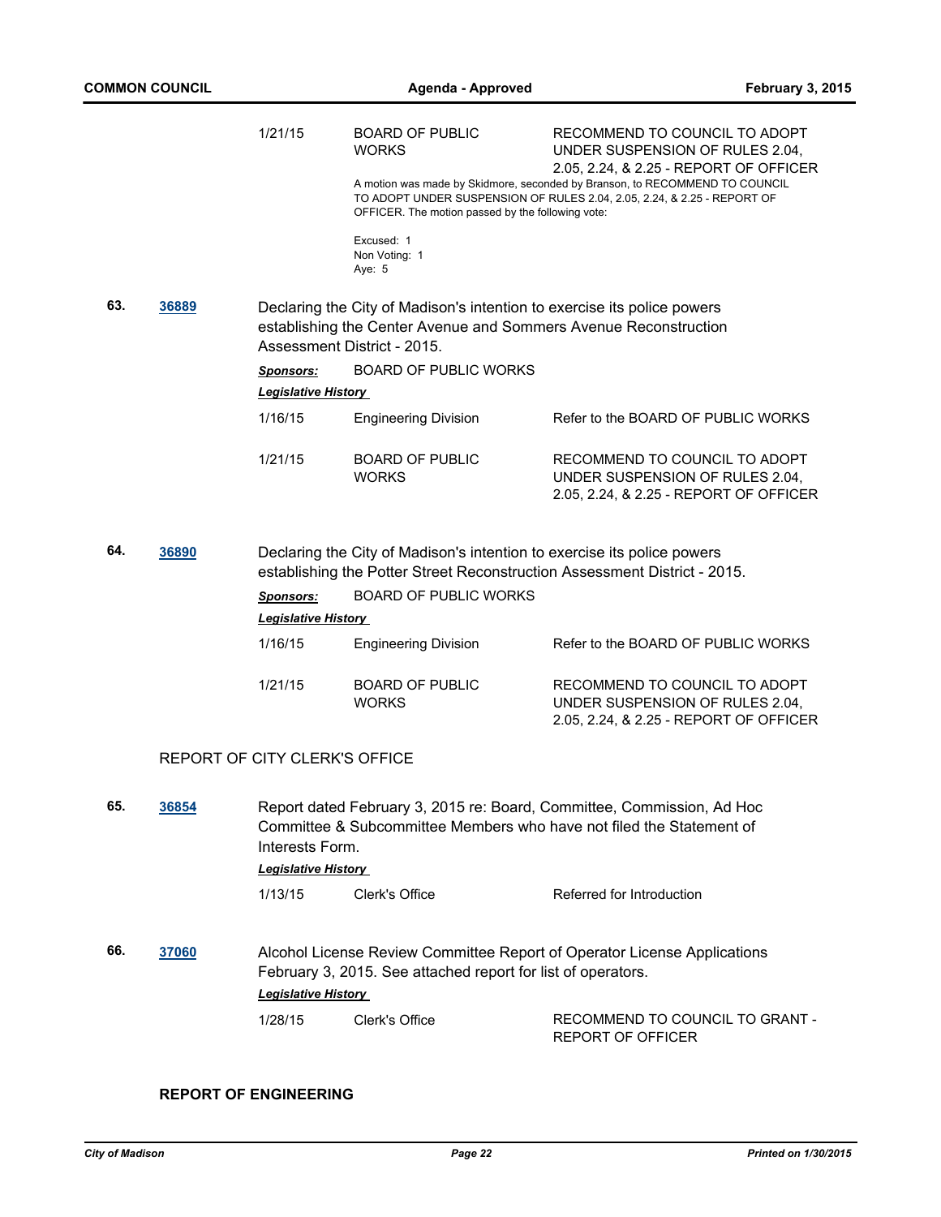| | | |
|---|---|---|
| 1/21/15 | BOARD OF PUBLIC WORKS | RECOMMEND TO COUNCIL TO ADOPT UNDER SUSPENSION OF RULES 2.04, 2.05, 2.24, & 2.25 - REPORT OF OFFICER |

A motion was made by Skidmore, seconded by Branson, to RECOMMEND TO COUNCIL TO ADOPT UNDER SUSPENSION OF RULES 2.04, 2.05, 2.24, & 2.25 - REPORT OF OFFICER. The motion passed by the following vote:

Excused: 1
Non Voting: 1
Aye: 5

**63.** **36889** Declaring the City of Madison's intention to exercise its police powers establishing the Center Avenue and Sommers Avenue Reconstruction Assessment District - 2015.

***Sponsors:*** BOARD OF PUBLIC WORKS

***Legislative History***

| | | |
|---|---|---|
| 1/16/15 | Engineering Division | Refer to the BOARD OF PUBLIC WORKS |
| 1/21/15 | BOARD OF PUBLIC WORKS | RECOMMEND TO COUNCIL TO ADOPT UNDER SUSPENSION OF RULES 2.04, 2.05, 2.24, & 2.25 - REPORT OF OFFICER |

**64.** **36890** Declaring the City of Madison's intention to exercise its police powers establishing the Potter Street Reconstruction Assessment District - 2015.

***Sponsors:*** BOARD OF PUBLIC WORKS

***Legislative History***

| | | |
|---|---|---|
| 1/16/15 | Engineering Division | Refer to the BOARD OF PUBLIC WORKS |
| 1/21/15 | BOARD OF PUBLIC WORKS | RECOMMEND TO COUNCIL TO ADOPT UNDER SUSPENSION OF RULES 2.04, 2.05, 2.24, & 2.25 - REPORT OF OFFICER |

## REPORT OF CITY CLERK'S OFFICE

**65.** **36854** Report dated February 3, 2015 re: Board, Committee, Commission, Ad Hoc Committee & Subcommittee Members who have not filed the Statement of Interests Form.

***Legislative History***

| | | |
|---|---|---|
| 1/13/15 | Clerk's Office | Referred for Introduction |

**66.** **37060** Alcohol License Review Committee Report of Operator License Applications February 3, 2015. See attached report for list of operators.

***Legislative History***

| | | |
|---|---|---|
| 1/28/15 | Clerk's Office | RECOMMEND TO COUNCIL TO GRANT - REPORT OF OFFICER |

## REPORT OF ENGINEERING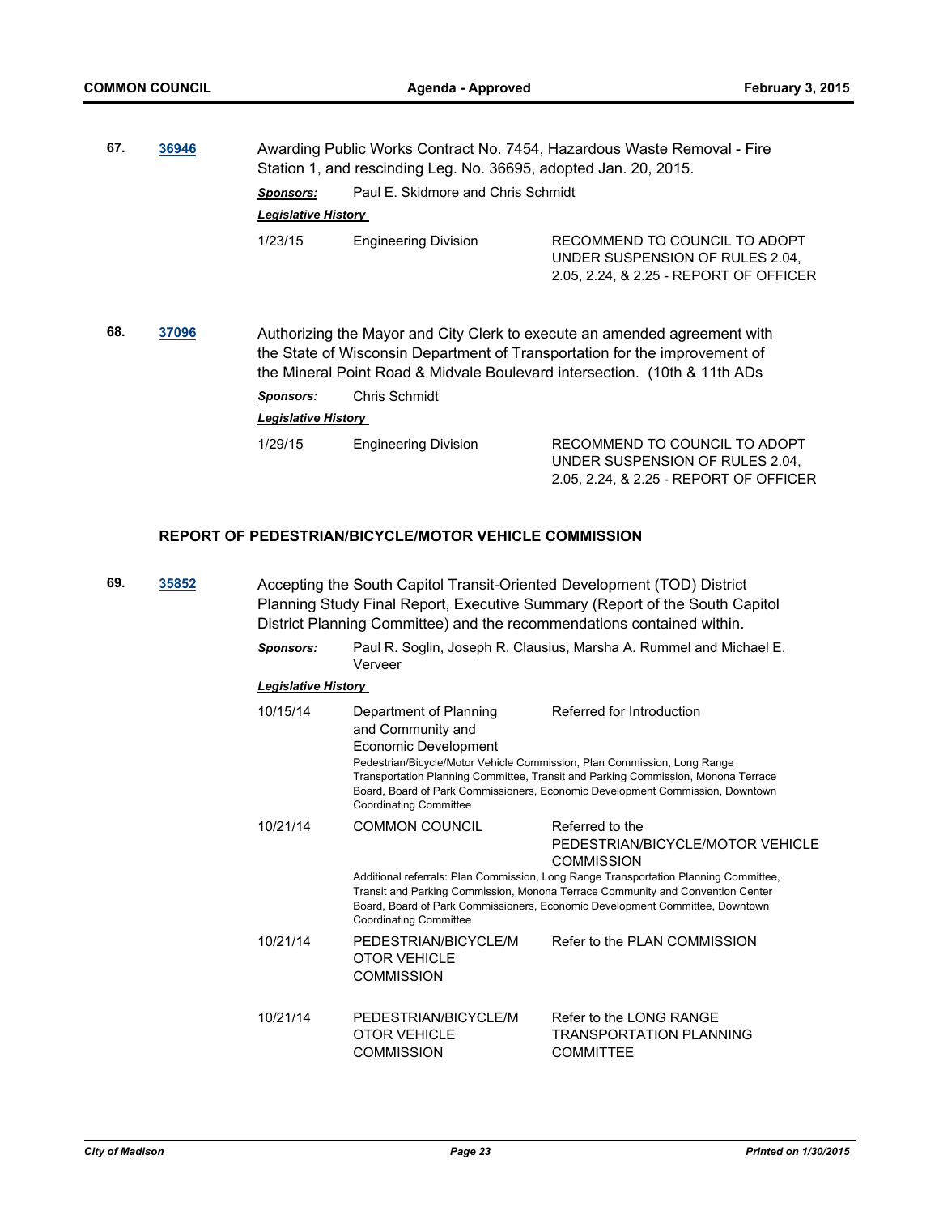**67.** **36946** Awarding Public Works Contract No. 7454, Hazardous Waste Removal - Fire Station 1, and rescinding Leg. No. 36695, adopted Jan. 20, 2015.

***Sponsors:*** Paul E. Skidmore and Chris Schmidt

***Legislative History***

| | | |
|---|---|---|
| 1/23/15 | Engineering Division | RECOMMEND TO COUNCIL TO ADOPT UNDER SUSPENSION OF RULES 2.04, 2.05, 2.24, & 2.25 - REPORT OF OFFICER |

**68.** **37096** Authorizing the Mayor and City Clerk to execute an amended agreement with the State of Wisconsin Department of Transportation for the improvement of the Mineral Point Road & Midvale Boulevard intersection. (10th & 11th ADs

***Sponsors:*** Chris Schmidt

***Legislative History***

| | | |
|---|---|---|
| 1/29/15 | Engineering Division | RECOMMEND TO COUNCIL TO ADOPT UNDER SUSPENSION OF RULES 2.04, 2.05, 2.24, & 2.25 - REPORT OF OFFICER |

### REPORT OF PEDESTRIAN/BICYCLE/MOTOR VEHICLE COMMISSION

**69.** **35852** Accepting the South Capitol Transit-Oriented Development (TOD) District Planning Study Final Report, Executive Summary (Report of the South Capitol District Planning Committee) and the recommendations contained within.

***Sponsors:*** Paul R. Soglin, Joseph R. Clausius, Marsha A. Rummel and Michael E. Verveer

***Legislative History***

10/15/14 Department of Planning and Community and Economic Development — Referred for Introduction

Pedestrian/Bicycle/Motor Vehicle Commission, Plan Commission, Long Range Transportation Planning Committee, Transit and Parking Commission, Monona Terrace Board, Board of Park Commissioners, Economic Development Commission, Downtown Coordinating Committee

10/21/14 COMMON COUNCIL — Referred to the PEDESTRIAN/BICYCLE/MOTOR VEHICLE COMMISSION

Additional referrals: Plan Commission, Long Range Transportation Planning Committee, Transit and Parking Commission, Monona Terrace Community and Convention Center Board, Board of Park Commissioners, Economic Development Committee, Downtown Coordinating Committee

| | | |
|---|---|---|
| 10/21/14 | PEDESTRIAN/BICYCLE/MOTOR VEHICLE COMMISSION | Refer to the PLAN COMMISSION |
| 10/21/14 | PEDESTRIAN/BICYCLE/MOTOR VEHICLE COMMISSION | Refer to the LONG RANGE TRANSPORTATION PLANNING COMMITTEE |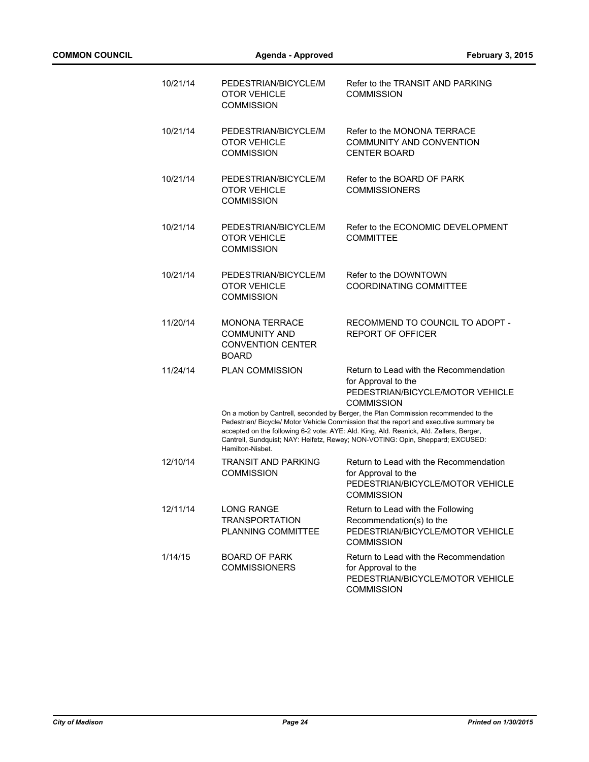| | | |
|---|---|---|
| 10/21/14 | PEDESTRIAN/BICYCLE/MOTOR VEHICLE COMMISSION | Refer to the TRANSIT AND PARKING COMMISSION |
| 10/21/14 | PEDESTRIAN/BICYCLE/MOTOR VEHICLE COMMISSION | Refer to the MONONA TERRACE COMMUNITY AND CONVENTION CENTER BOARD |
| 10/21/14 | PEDESTRIAN/BICYCLE/MOTOR VEHICLE COMMISSION | Refer to the BOARD OF PARK COMMISSIONERS |
| 10/21/14 | PEDESTRIAN/BICYCLE/MOTOR VEHICLE COMMISSION | Refer to the ECONOMIC DEVELOPMENT COMMITTEE |
| 10/21/14 | PEDESTRIAN/BICYCLE/MOTOR VEHICLE COMMISSION | Refer to the DOWNTOWN COORDINATING COMMITTEE |
| 11/20/14 | MONONA TERRACE COMMUNITY AND CONVENTION CENTER BOARD | RECOMMEND TO COUNCIL TO ADOPT - REPORT OF OFFICER |
| 11/24/14 | PLAN COMMISSION | Return to Lead with the Recommendation for Approval to the PEDESTRIAN/BICYCLE/MOTOR VEHICLE COMMISSION |

On a motion by Cantrell, seconded by Berger, the Plan Commission recommended to the Pedestrian/ Bicycle/ Motor Vehicle Commission that the report and executive summary be accepted on the following 6-2 vote: AYE: Ald. King, Ald. Resnick, Ald. Zellers, Berger, Cantrell, Sundquist; NAY: Heifetz, Rewey; NON-VOTING: Opin, Sheppard; EXCUSED: Hamilton-Nisbet.

| | | |
|---|---|---|
| 12/10/14 | TRANSIT AND PARKING COMMISSION | Return to Lead with the Recommendation for Approval to the PEDESTRIAN/BICYCLE/MOTOR VEHICLE COMMISSION |
| 12/11/14 | LONG RANGE TRANSPORTATION PLANNING COMMITTEE | Return to Lead with the Following Recommendation(s) to the PEDESTRIAN/BICYCLE/MOTOR VEHICLE COMMISSION |
| 1/14/15 | BOARD OF PARK COMMISSIONERS | Return to Lead with the Recommendation for Approval to the PEDESTRIAN/BICYCLE/MOTOR VEHICLE COMMISSION |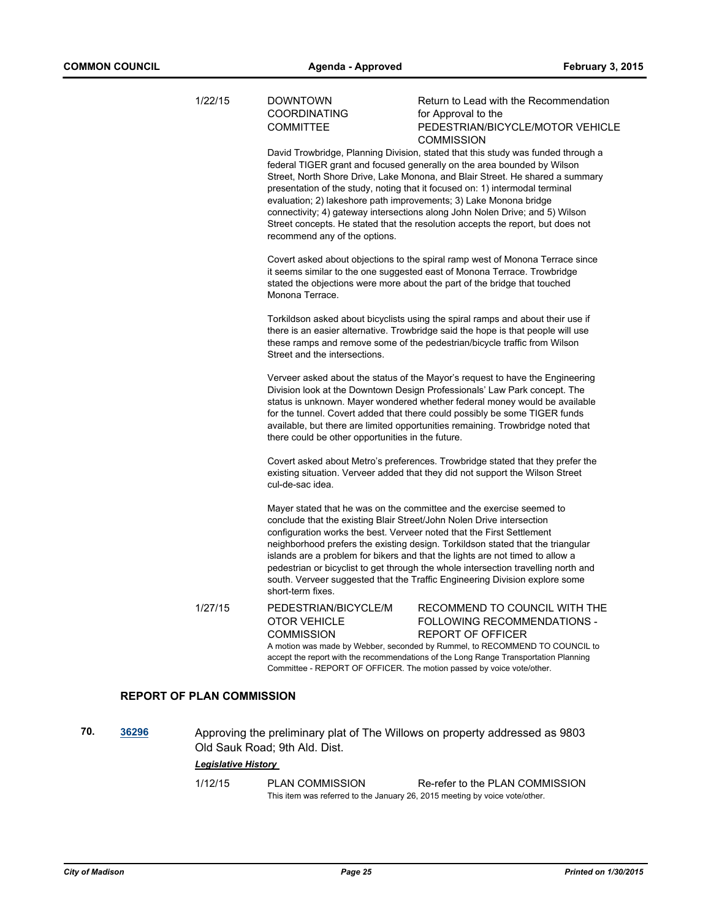1/22/15 DOWNTOWN COORDINATING COMMITTEE — Return to Lead with the Recommendation for Approval to the PEDESTRIAN/BICYCLE/MOTOR VEHICLE COMMISSION

David Trowbridge, Planning Division, stated that this study was funded through a federal TIGER grant and focused generally on the area bounded by Wilson Street, North Shore Drive, Lake Monona, and Blair Street. He shared a summary presentation of the study, noting that it focused on: 1) intermodal terminal evaluation; 2) lakeshore path improvements; 3) Lake Monona bridge connectivity; 4) gateway intersections along John Nolen Drive; and 5) Wilson Street concepts. He stated that the resolution accepts the report, but does not recommend any of the options.

Covert asked about objections to the spiral ramp west of Monona Terrace since it seems similar to the one suggested east of Monona Terrace. Trowbridge stated the objections were more about the part of the bridge that touched Monona Terrace.

Torkildson asked about bicyclists using the spiral ramps and about their use if there is an easier alternative. Trowbridge said the hope is that people will use these ramps and remove some of the pedestrian/bicycle traffic from Wilson Street and the intersections.

Verveer asked about the status of the Mayor's request to have the Engineering Division look at the Downtown Design Professionals' Law Park concept. The status is unknown. Mayer wondered whether federal money would be available for the tunnel. Covert added that there could possibly be some TIGER funds available, but there are limited opportunities remaining. Trowbridge noted that there could be other opportunities in the future.

Covert asked about Metro's preferences. Trowbridge stated that they prefer the existing situation. Verveer added that they did not support the Wilson Street cul-de-sac idea.

Mayer stated that he was on the committee and the exercise seemed to conclude that the existing Blair Street/John Nolen Drive intersection configuration works the best. Verveer noted that the First Settlement neighborhood prefers the existing design. Torkildson stated that the triangular islands are a problem for bikers and that the lights are not timed to allow a pedestrian or bicyclist to get through the whole intersection travelling north and south. Verveer suggested that the Traffic Engineering Division explore some short-term fixes.

1/27/15 PEDESTRIAN/BICYCLE/MOTOR VEHICLE COMMISSION — RECOMMEND TO COUNCIL WITH THE FOLLOWING RECOMMENDATIONS - REPORT OF OFFICER

A motion was made by Webber, seconded by Rummel, to RECOMMEND TO COUNCIL to accept the report with the recommendations of the Long Range Transportation Planning Committee - REPORT OF OFFICER. The motion passed by voice vote/other.

## REPORT OF PLAN COMMISSION

**70.** **36296** Approving the preliminary plat of The Willows on property addressed as 9803 Old Sauk Road; 9th Ald. Dist.

***Legislative History***

1/12/15 PLAN COMMISSION — Re-refer to the PLAN COMMISSION

This item was referred to the January 26, 2015 meeting by voice vote/other.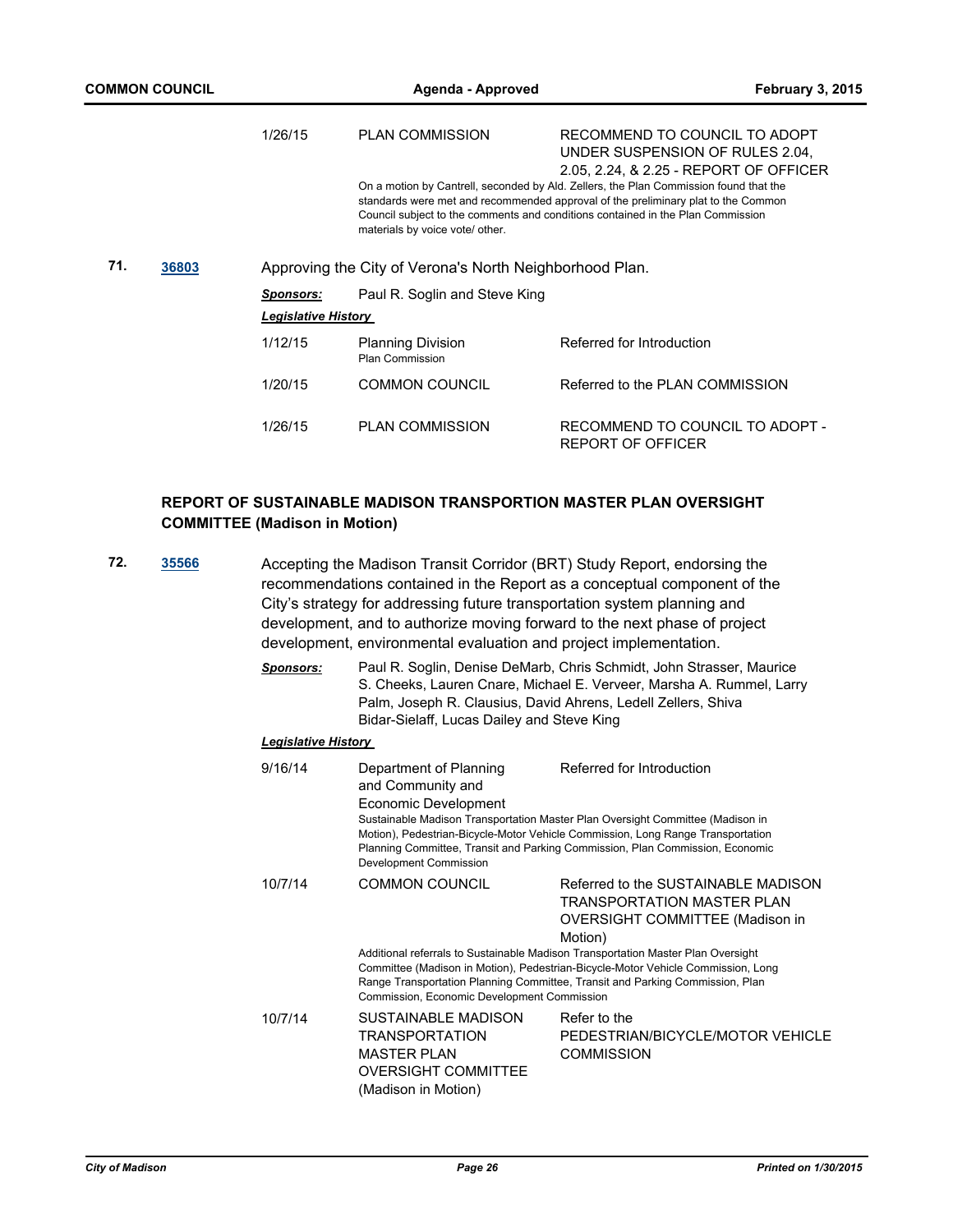| | | |
|---|---|---|
| 1/26/15 | PLAN COMMISSION | RECOMMEND TO COUNCIL TO ADOPT UNDER SUSPENSION OF RULES 2.04, 2.05, 2.24, & 2.25 - REPORT OF OFFICER |

On a motion by Cantrell, seconded by Ald. Zellers, the Plan Commission found that the standards were met and recommended approval of the preliminary plat to the Common Council subject to the comments and conditions contained in the Plan Commission materials by voice vote/ other.

**71.** **36803** Approving the City of Verona's North Neighborhood Plan.

***Sponsors:*** Paul R. Soglin and Steve King

***Legislative History***

| | | |
|---|---|---|
| 1/12/15 | Planning Division<br>Plan Commission | Referred for Introduction |
| 1/20/15 | COMMON COUNCIL | Referred to the PLAN COMMISSION |
| 1/26/15 | PLAN COMMISSION | RECOMMEND TO COUNCIL TO ADOPT - REPORT OF OFFICER |

## REPORT OF SUSTAINABLE MADISON TRANSPORTION MASTER PLAN OVERSIGHT COMMITTEE (Madison in Motion)

**72.** **35566** Accepting the Madison Transit Corridor (BRT) Study Report, endorsing the recommendations contained in the Report as a conceptual component of the City's strategy for addressing future transportation system planning and development, and to authorize moving forward to the next phase of project development, environmental evaluation and project implementation.

***Sponsors:*** Paul R. Soglin, Denise DeMarb, Chris Schmidt, John Strasser, Maurice S. Cheeks, Lauren Cnare, Michael E. Verveer, Marsha A. Rummel, Larry Palm, Joseph R. Clausius, David Ahrens, Ledell Zellers, Shiva Bidar-Sielaff, Lucas Dailey and Steve King

***Legislative History***

| | | |
|---|---|---|
| 9/16/14 | Department of Planning and Community and Economic Development | Referred for Introduction |

Sustainable Madison Transportation Master Plan Oversight Committee (Madison in Motion), Pedestrian-Bicycle-Motor Vehicle Commission, Long Range Transportation Planning Committee, Transit and Parking Commission, Plan Commission, Economic Development Commission

| | | |
|---|---|---|
| 10/7/14 | COMMON COUNCIL | Referred to the SUSTAINABLE MADISON TRANSPORTATION MASTER PLAN OVERSIGHT COMMITTEE (Madison in Motion) |

Additional referrals to Sustainable Madison Transportation Master Plan Oversight Committee (Madison in Motion), Pedestrian-Bicycle-Motor Vehicle Commission, Long Range Transportation Planning Committee, Transit and Parking Commission, Plan Commission, Economic Development Commission

| | | |
|---|---|---|
| 10/7/14 | SUSTAINABLE MADISON TRANSPORTATION MASTER PLAN OVERSIGHT COMMITTEE (Madison in Motion) | Refer to the PEDESTRIAN/BICYCLE/MOTOR VEHICLE COMMISSION |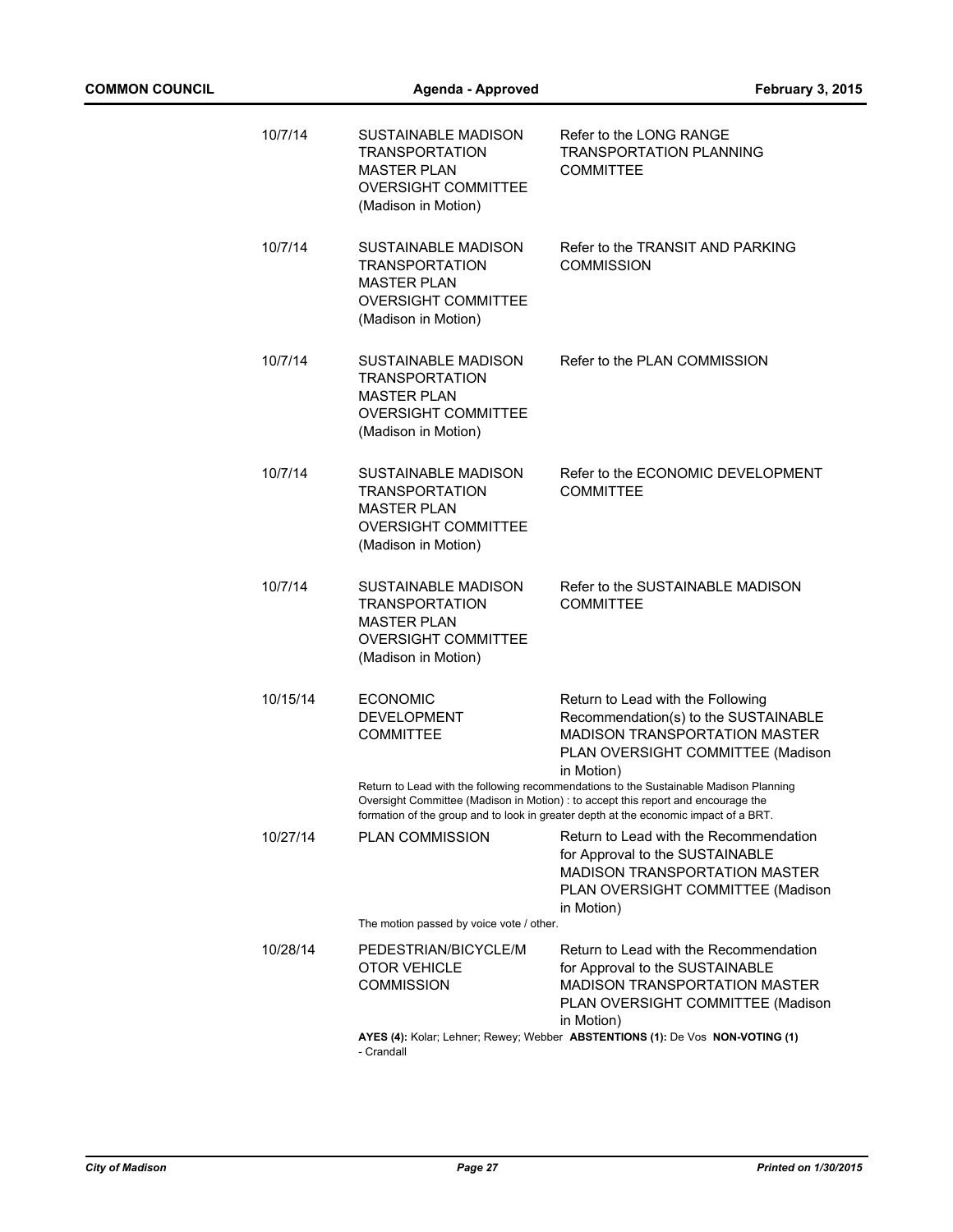| | | |
|---|---|---|
| 10/7/14 | SUSTAINABLE MADISON TRANSPORTATION MASTER PLAN OVERSIGHT COMMITTEE (Madison in Motion) | Refer to the LONG RANGE TRANSPORTATION PLANNING COMMITTEE |
| 10/7/14 | SUSTAINABLE MADISON TRANSPORTATION MASTER PLAN OVERSIGHT COMMITTEE (Madison in Motion) | Refer to the TRANSIT AND PARKING COMMISSION |
| 10/7/14 | SUSTAINABLE MADISON TRANSPORTATION MASTER PLAN OVERSIGHT COMMITTEE (Madison in Motion) | Refer to the PLAN COMMISSION |
| 10/7/14 | SUSTAINABLE MADISON TRANSPORTATION MASTER PLAN OVERSIGHT COMMITTEE (Madison in Motion) | Refer to the ECONOMIC DEVELOPMENT COMMITTEE |
| 10/7/14 | SUSTAINABLE MADISON TRANSPORTATION MASTER PLAN OVERSIGHT COMMITTEE (Madison in Motion) | Refer to the SUSTAINABLE MADISON COMMITTEE |
| 10/15/14 | ECONOMIC DEVELOPMENT COMMITTEE | Return to Lead with the Following Recommendation(s) to the SUSTAINABLE MADISON TRANSPORTATION MASTER PLAN OVERSIGHT COMMITTEE (Madison in Motion) |

Return to Lead with the following recommendations to the Sustainable Madison Planning Oversight Committee (Madison in Motion) : to accept this report and encourage the formation of the group and to look in greater depth at the economic impact of a BRT.

| | | |
|---|---|---|
| 10/27/14 | PLAN COMMISSION | Return to Lead with the Recommendation for Approval to the SUSTAINABLE MADISON TRANSPORTATION MASTER PLAN OVERSIGHT COMMITTEE (Madison in Motion) |

The motion passed by voice vote / other.

| | | |
|---|---|---|
| 10/28/14 | PEDESTRIAN/BICYCLE/MOTOR VEHICLE COMMISSION | Return to Lead with the Recommendation for Approval to the SUSTAINABLE MADISON TRANSPORTATION MASTER PLAN OVERSIGHT COMMITTEE (Madison in Motion) |

**AYES (4):** Kolar; Lehner; Rewey; Webber **ABSTENTIONS (1):** De Vos **NON-VOTING (1)** - Crandall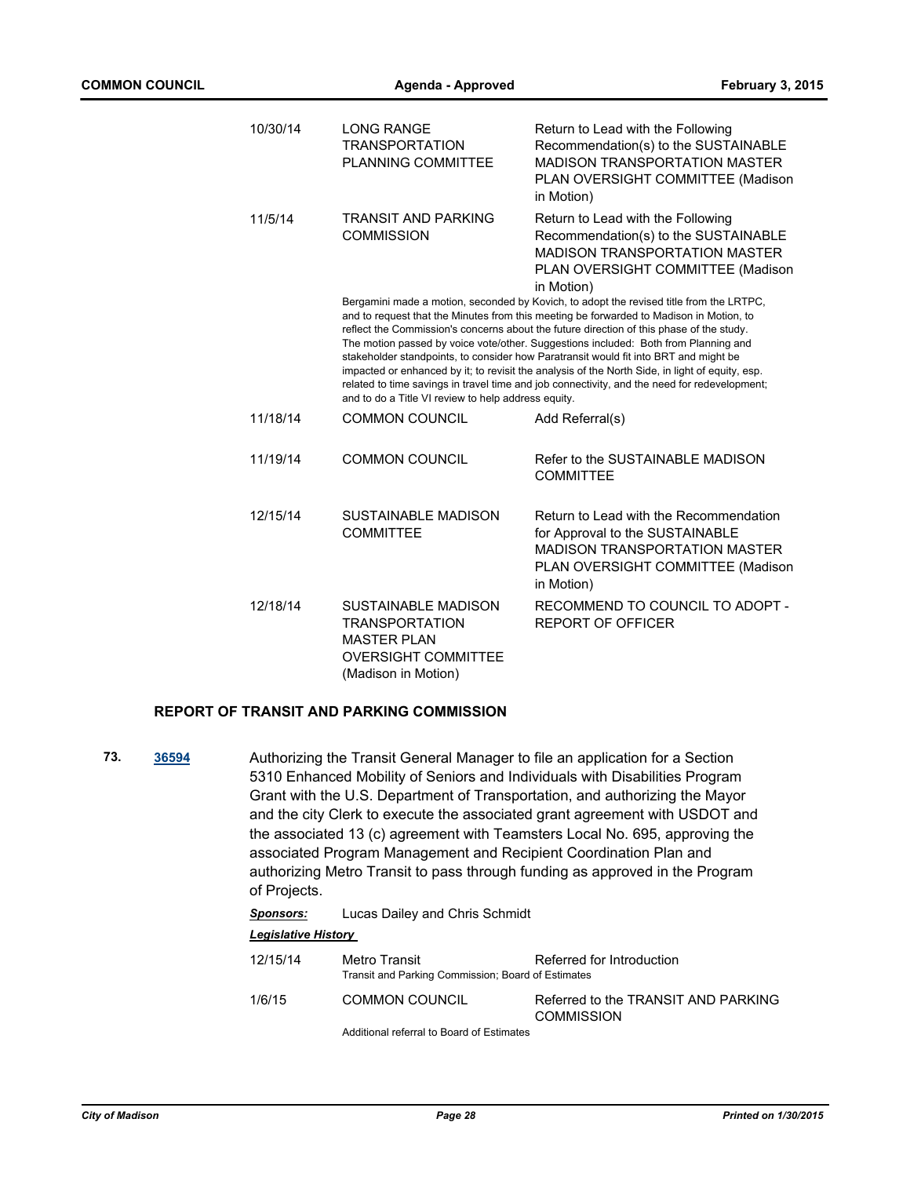| | | |
|---|---|---|
| 10/30/14 | LONG RANGE TRANSPORTATION PLANNING COMMITTEE | Return to Lead with the Following Recommendation(s) to the SUSTAINABLE MADISON TRANSPORTATION MASTER PLAN OVERSIGHT COMMITTEE (Madison in Motion) |
| 11/5/14 | TRANSIT AND PARKING COMMISSION | Return to Lead with the Following Recommendation(s) to the SUSTAINABLE MADISON TRANSPORTATION MASTER PLAN OVERSIGHT COMMITTEE (Madison in Motion) |

Bergamini made a motion, seconded by Kovich, to adopt the revised title from the LRTPC, and to request that the Minutes from this meeting be forwarded to Madison in Motion, to reflect the Commission's concerns about the future direction of this phase of the study. The motion passed by voice vote/other. Suggestions included: Both from Planning and stakeholder standpoints, to consider how Paratransit would fit into BRT and might be impacted or enhanced by it; to revisit the analysis of the North Side, in light of equity, esp. related to time savings in travel time and job connectivity, and the need for redevelopment; and to do a Title VI review to help address equity.

| | | |
|---|---|---|
| 11/18/14 | COMMON COUNCIL | Add Referral(s) |
| 11/19/14 | COMMON COUNCIL | Refer to the SUSTAINABLE MADISON COMMITTEE |
| 12/15/14 | SUSTAINABLE MADISON COMMITTEE | Return to Lead with the Recommendation for Approval to the SUSTAINABLE MADISON TRANSPORTATION MASTER PLAN OVERSIGHT COMMITTEE (Madison in Motion) |
| 12/18/14 | SUSTAINABLE MADISON TRANSPORTATION MASTER PLAN OVERSIGHT COMMITTEE (Madison in Motion) | RECOMMEND TO COUNCIL TO ADOPT - REPORT OF OFFICER |

### REPORT OF TRANSIT AND PARKING COMMISSION

**73.** **36594** Authorizing the Transit General Manager to file an application for a Section 5310 Enhanced Mobility of Seniors and Individuals with Disabilities Program Grant with the U.S. Department of Transportation, and authorizing the Mayor and the city Clerk to execute the associated grant agreement with USDOT and the associated 13 (c) agreement with Teamsters Local No. 695, approving the associated Program Management and Recipient Coordination Plan and authorizing Metro Transit to pass through funding as approved in the Program of Projects.

***Sponsors:*** Lucas Dailey and Chris Schmidt

***Legislative History***

| | | |
|---|---|---|
| 12/15/14 | Metro Transit | Referred for Introduction |

Transit and Parking Commission; Board of Estimates

| | | |
|---|---|---|
| 1/6/15 | COMMON COUNCIL | Referred to the TRANSIT AND PARKING COMMISSION |

Additional referral to Board of Estimates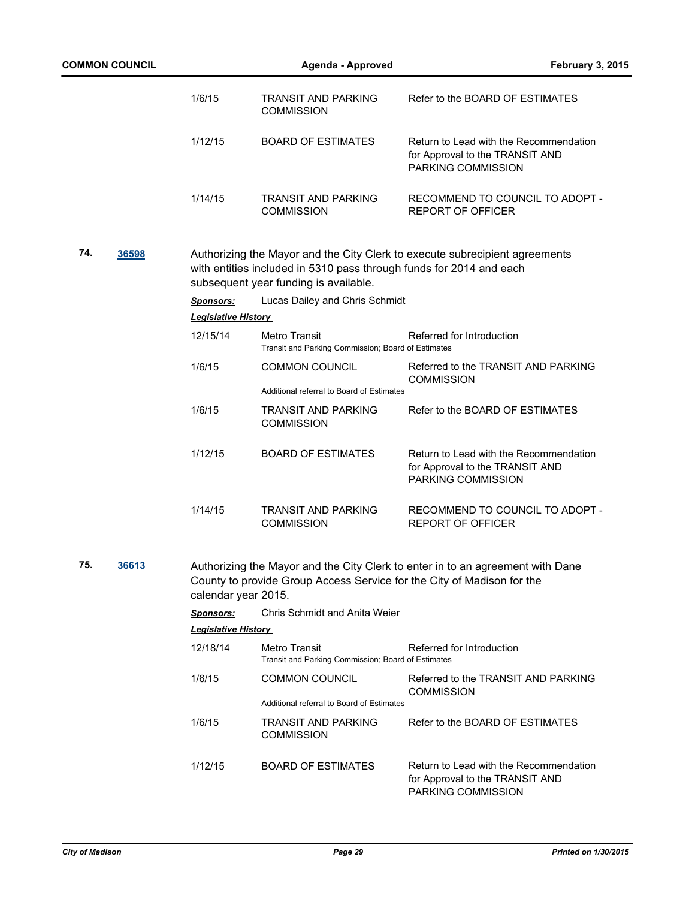| | | |
|---|---|---|
| 1/6/15 | TRANSIT AND PARKING COMMISSION | Refer to the BOARD OF ESTIMATES |
| 1/12/15 | BOARD OF ESTIMATES | Return to Lead with the Recommendation for Approval to the TRANSIT AND PARKING COMMISSION |
| 1/14/15 | TRANSIT AND PARKING COMMISSION | RECOMMEND TO COUNCIL TO ADOPT - REPORT OF OFFICER |

**74.** **36598**

Authorizing the Mayor and the City Clerk to execute subrecipient agreements with entities included in 5310 pass through funds for 2014 and each subsequent year funding is available.

***Sponsors:*** Lucas Dailey and Chris Schmidt

***Legislative History***

| | | |
|---|---|---|
| 12/15/14 | Metro Transit<br>Transit and Parking Commission; Board of Estimates | Referred for Introduction |
| 1/6/15 | COMMON COUNCIL<br>Additional referral to Board of Estimates | Referred to the TRANSIT AND PARKING COMMISSION |
| 1/6/15 | TRANSIT AND PARKING COMMISSION | Refer to the BOARD OF ESTIMATES |
| 1/12/15 | BOARD OF ESTIMATES | Return to Lead with the Recommendation for Approval to the TRANSIT AND PARKING COMMISSION |
| 1/14/15 | TRANSIT AND PARKING COMMISSION | RECOMMEND TO COUNCIL TO ADOPT - REPORT OF OFFICER |

**75.** **36613**

Authorizing the Mayor and the City Clerk to enter in to an agreement with Dane County to provide Group Access Service for the City of Madison for the calendar year 2015.

***Sponsors:*** Chris Schmidt and Anita Weier

***Legislative History***

| | | |
|---|---|---|
| 12/18/14 | Metro Transit<br>Transit and Parking Commission; Board of Estimates | Referred for Introduction |
| 1/6/15 | COMMON COUNCIL<br>Additional referral to Board of Estimates | Referred to the TRANSIT AND PARKING COMMISSION |
| 1/6/15 | TRANSIT AND PARKING COMMISSION | Refer to the BOARD OF ESTIMATES |
| 1/12/15 | BOARD OF ESTIMATES | Return to Lead with the Recommendation for Approval to the TRANSIT AND PARKING COMMISSION |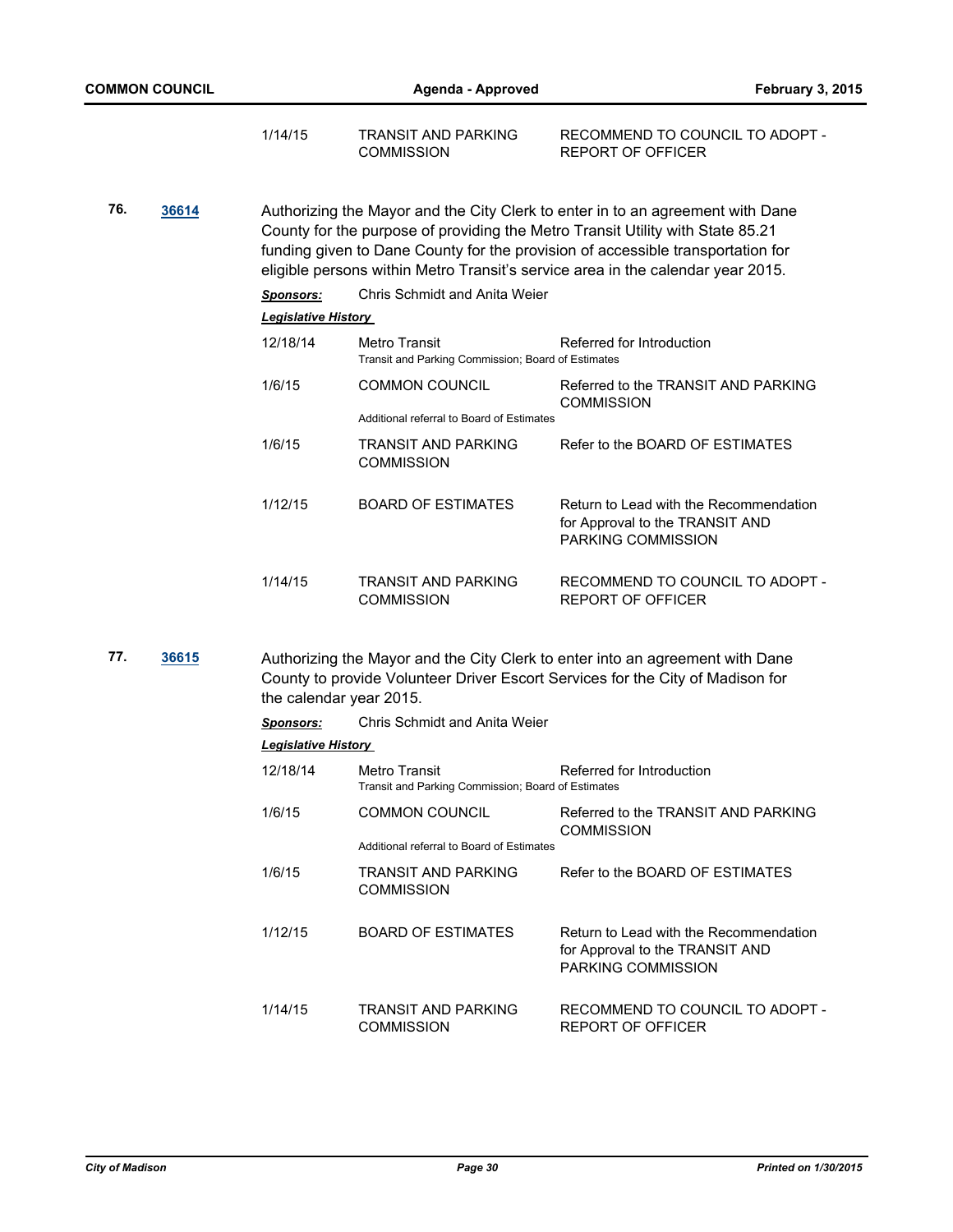| | | |
|---|---|---|
| 1/14/15 | TRANSIT AND PARKING COMMISSION | RECOMMEND TO COUNCIL TO ADOPT - REPORT OF OFFICER |

**76.** **36614**

Authorizing the Mayor and the City Clerk to enter in to an agreement with Dane County for the purpose of providing the Metro Transit Utility with State 85.21 funding given to Dane County for the provision of accessible transportation for eligible persons within Metro Transit's service area in the calendar year 2015.

***Sponsors:*** Chris Schmidt and Anita Weier

***Legislative History***

| | | |
|---|---|---|
| 12/18/14 | Metro Transit<br>Transit and Parking Commission; Board of Estimates | Referred for Introduction |
| 1/6/15 | COMMON COUNCIL<br>Additional referral to Board of Estimates | Referred to the TRANSIT AND PARKING COMMISSION |
| 1/6/15 | TRANSIT AND PARKING COMMISSION | Refer to the BOARD OF ESTIMATES |
| 1/12/15 | BOARD OF ESTIMATES | Return to Lead with the Recommendation for Approval to the TRANSIT AND PARKING COMMISSION |
| 1/14/15 | TRANSIT AND PARKING COMMISSION | RECOMMEND TO COUNCIL TO ADOPT - REPORT OF OFFICER |

**77.** **36615**

Authorizing the Mayor and the City Clerk to enter into an agreement with Dane County to provide Volunteer Driver Escort Services for the City of Madison for the calendar year 2015.

***Sponsors:*** Chris Schmidt and Anita Weier

***Legislative History***

| | | |
|---|---|---|
| 12/18/14 | Metro Transit<br>Transit and Parking Commission; Board of Estimates | Referred for Introduction |
| 1/6/15 | COMMON COUNCIL<br>Additional referral to Board of Estimates | Referred to the TRANSIT AND PARKING COMMISSION |
| 1/6/15 | TRANSIT AND PARKING COMMISSION | Refer to the BOARD OF ESTIMATES |
| 1/12/15 | BOARD OF ESTIMATES | Return to Lead with the Recommendation for Approval to the TRANSIT AND PARKING COMMISSION |
| 1/14/15 | TRANSIT AND PARKING COMMISSION | RECOMMEND TO COUNCIL TO ADOPT - REPORT OF OFFICER |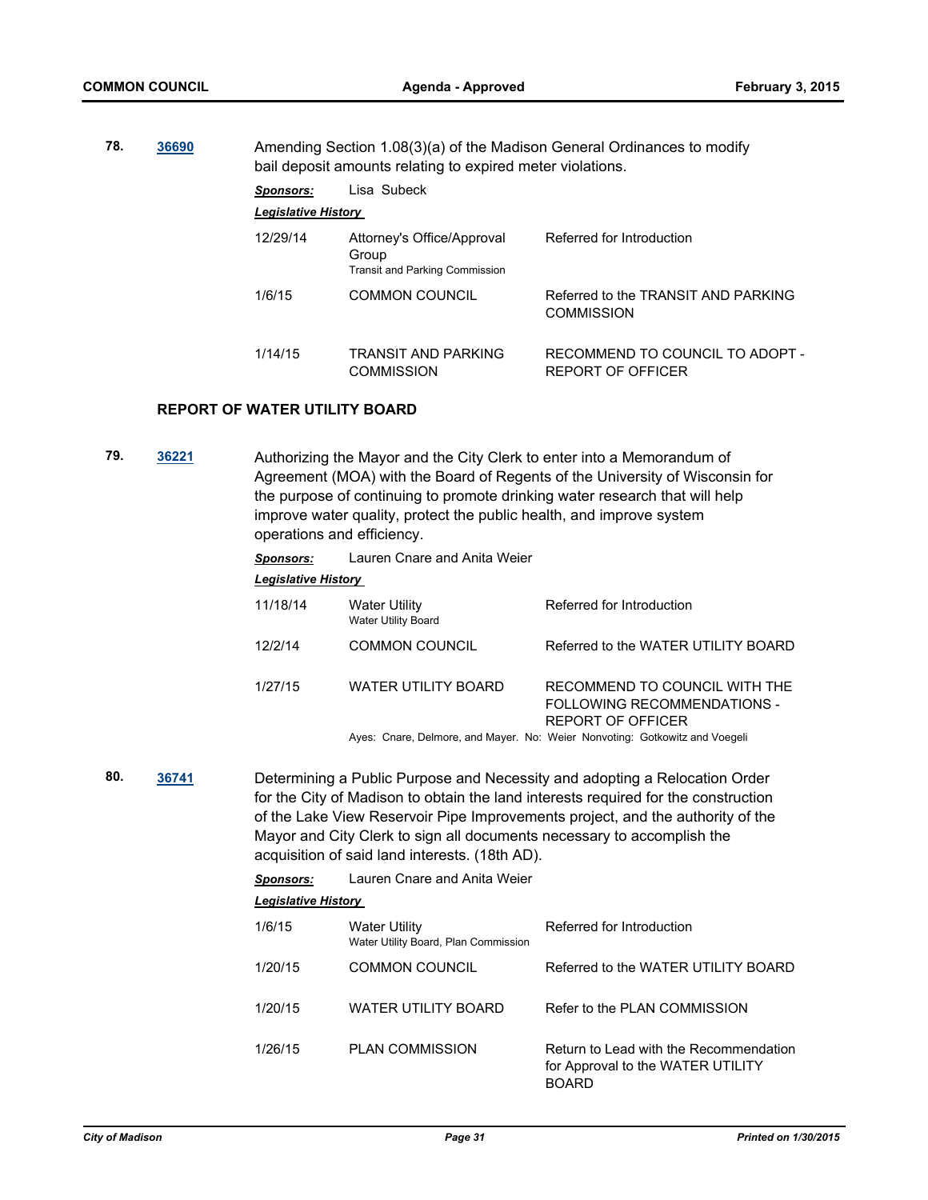**78.** **36690** Amending Section 1.08(3)(a) of the Madison General Ordinances to modify bail deposit amounts relating to expired meter violations.

***Sponsors:*** Lisa Subeck

***Legislative History***

| | | |
|---|---|---|
| 12/29/14 | Attorney's Office/Approval Group<br>Transit and Parking Commission | Referred for Introduction |
| 1/6/15 | COMMON COUNCIL | Referred to the TRANSIT AND PARKING COMMISSION |
| 1/14/15 | TRANSIT AND PARKING COMMISSION | RECOMMEND TO COUNCIL TO ADOPT - REPORT OF OFFICER |

**REPORT OF WATER UTILITY BOARD**

**79.** **36221** Authorizing the Mayor and the City Clerk to enter into a Memorandum of Agreement (MOA) with the Board of Regents of the University of Wisconsin for the purpose of continuing to promote drinking water research that will help improve water quality, protect the public health, and improve system operations and efficiency.

***Sponsors:*** Lauren Cnare and Anita Weier

***Legislative History***

| | | |
|---|---|---|
| 11/18/14 | Water Utility<br>Water Utility Board | Referred for Introduction |
| 12/2/14 | COMMON COUNCIL | Referred to the WATER UTILITY BOARD |
| 1/27/15 | WATER UTILITY BOARD | RECOMMEND TO COUNCIL WITH THE FOLLOWING RECOMMENDATIONS - REPORT OF OFFICER |

Ayes: Cnare, Delmore, and Mayer. No: Weier Nonvoting: Gotkowitz and Voegeli

**80.** **36741** Determining a Public Purpose and Necessity and adopting a Relocation Order for the City of Madison to obtain the land interests required for the construction of the Lake View Reservoir Pipe Improvements project, and the authority of the Mayor and City Clerk to sign all documents necessary to accomplish the acquisition of said land interests. (18th AD).

***Sponsors:*** Lauren Cnare and Anita Weier

***Legislative History***

| | | |
|---|---|---|
| 1/6/15 | Water Utility<br>Water Utility Board, Plan Commission | Referred for Introduction |
| 1/20/15 | COMMON COUNCIL | Referred to the WATER UTILITY BOARD |
| 1/20/15 | WATER UTILITY BOARD | Refer to the PLAN COMMISSION |
| 1/26/15 | PLAN COMMISSION | Return to Lead with the Recommendation for Approval to the WATER UTILITY BOARD |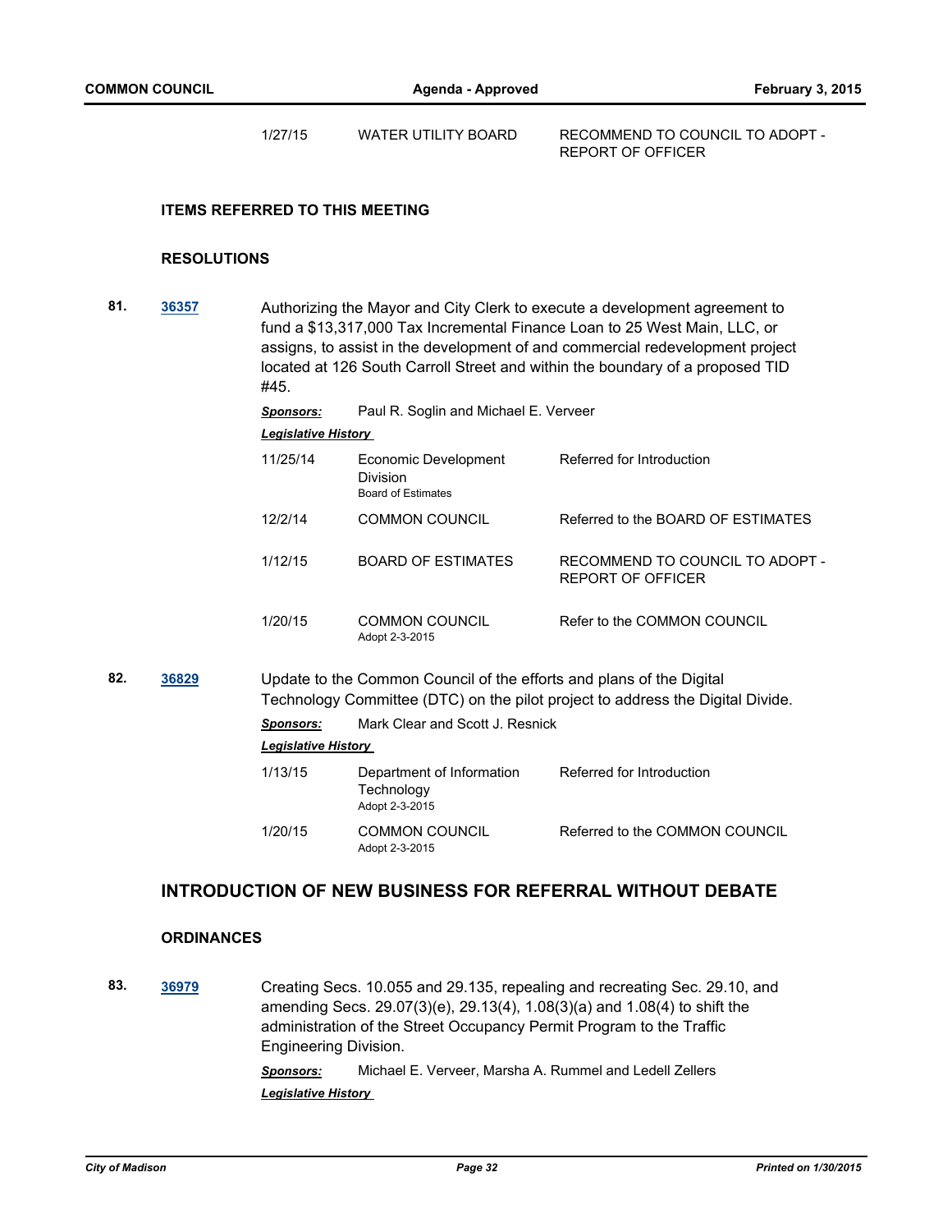| | | |
|---|---|---|
| 1/27/15 | WATER UTILITY BOARD | RECOMMEND TO COUNCIL TO ADOPT - REPORT OF OFFICER |

### ITEMS REFERRED TO THIS MEETING

### RESOLUTIONS

**81.** **36357** Authorizing the Mayor and City Clerk to execute a development agreement to fund a $13,317,000 Tax Incremental Finance Loan to 25 West Main, LLC, or assigns, to assist in the development of and commercial redevelopment project located at 126 South Carroll Street and within the boundary of a proposed TID #45.

***Sponsors:*** Paul R. Soglin and Michael E. Verveer

***Legislative History***

| | | |
|---|---|---|
| 11/25/14 | Economic Development Division<br>Board of Estimates | Referred for Introduction |
| 12/2/14 | COMMON COUNCIL | Referred to the BOARD OF ESTIMATES |
| 1/12/15 | BOARD OF ESTIMATES | RECOMMEND TO COUNCIL TO ADOPT - REPORT OF OFFICER |
| 1/20/15 | COMMON COUNCIL<br>Adopt 2-3-2015 | Refer to the COMMON COUNCIL |

**82.** **36829** Update to the Common Council of the efforts and plans of the Digital Technology Committee (DTC) on the pilot project to address the Digital Divide.

***Sponsors:*** Mark Clear and Scott J. Resnick

***Legislative History***

| | | |
|---|---|---|
| 1/13/15 | Department of Information Technology<br>Adopt 2-3-2015 | Referred for Introduction |
| 1/20/15 | COMMON COUNCIL<br>Adopt 2-3-2015 | Referred to the COMMON COUNCIL |

## INTRODUCTION OF NEW BUSINESS FOR REFERRAL WITHOUT DEBATE

### ORDINANCES

**83.** **36979** Creating Secs. 10.055 and 29.135, repealing and recreating Sec. 29.10, and amending Secs. 29.07(3)(e), 29.13(4), 1.08(3)(a) and 1.08(4) to shift the administration of the Street Occupancy Permit Program to the Traffic Engineering Division.

***Sponsors:*** Michael E. Verveer, Marsha A. Rummel and Ledell Zellers

***Legislative History***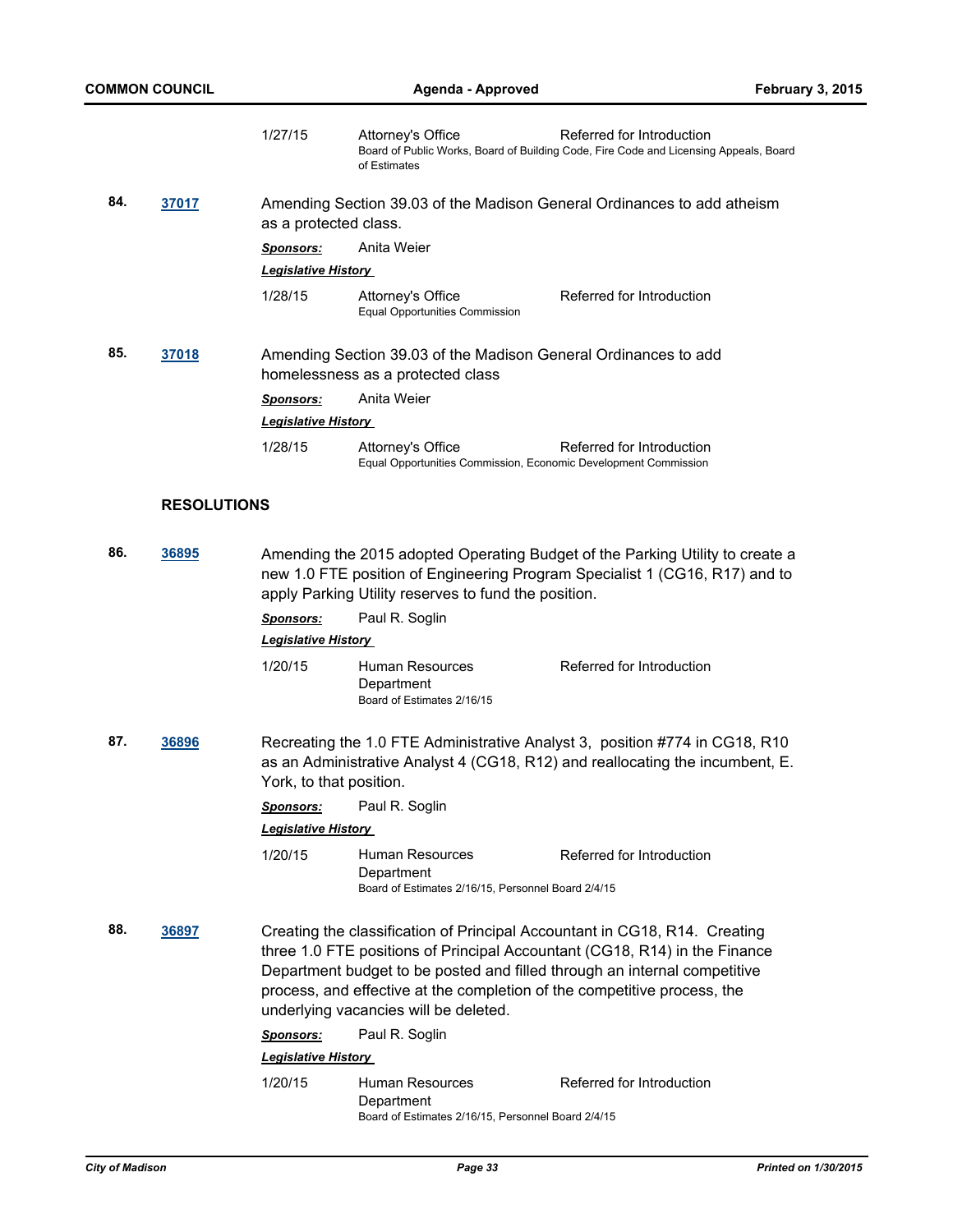| | | |
|---|---|---|
| 1/27/15 | Attorney's Office<br>Board of Public Works, Board of Building Code, Fire Code and Licensing Appeals, Board of Estimates | Referred for Introduction |

**84.** **37017**

Amending Section 39.03 of the Madison General Ordinances to add atheism as a protected class.

***Sponsors:*** Anita Weier

***Legislative History***

| | | |
|---|---|---|
| 1/28/15 | Attorney's Office<br>Equal Opportunities Commission | Referred for Introduction |

**85.** **37018**

Amending Section 39.03 of the Madison General Ordinances to add homelessness as a protected class

***Sponsors:*** Anita Weier

***Legislative History***

| | | |
|---|---|---|
| 1/28/15 | Attorney's Office<br>Equal Opportunities Commission, Economic Development Commission | Referred for Introduction |

## RESOLUTIONS

**86.** **36895**

Amending the 2015 adopted Operating Budget of the Parking Utility to create a new 1.0 FTE position of Engineering Program Specialist 1 (CG16, R17) and to apply Parking Utility reserves to fund the position.

***Sponsors:*** Paul R. Soglin

***Legislative History***

| | | |
|---|---|---|
| 1/20/15 | Human Resources Department<br>Board of Estimates 2/16/15 | Referred for Introduction |

**87.** **36896**

Recreating the 1.0 FTE Administrative Analyst 3, position #774 in CG18, R10 as an Administrative Analyst 4 (CG18, R12) and reallocating the incumbent, E. York, to that position.

***Sponsors:*** Paul R. Soglin

***Legislative History***

| | | |
|---|---|---|
| 1/20/15 | Human Resources Department<br>Board of Estimates 2/16/15, Personnel Board 2/4/15 | Referred for Introduction |

**88.** **36897**

Creating the classification of Principal Accountant in CG18, R14. Creating three 1.0 FTE positions of Principal Accountant (CG18, R14) in the Finance Department budget to be posted and filled through an internal competitive process, and effective at the completion of the competitive process, the underlying vacancies will be deleted.

***Sponsors:*** Paul R. Soglin

***Legislative History***

| | | |
|---|---|---|
| 1/20/15 | Human Resources Department<br>Board of Estimates 2/16/15, Personnel Board 2/4/15 | Referred for Introduction |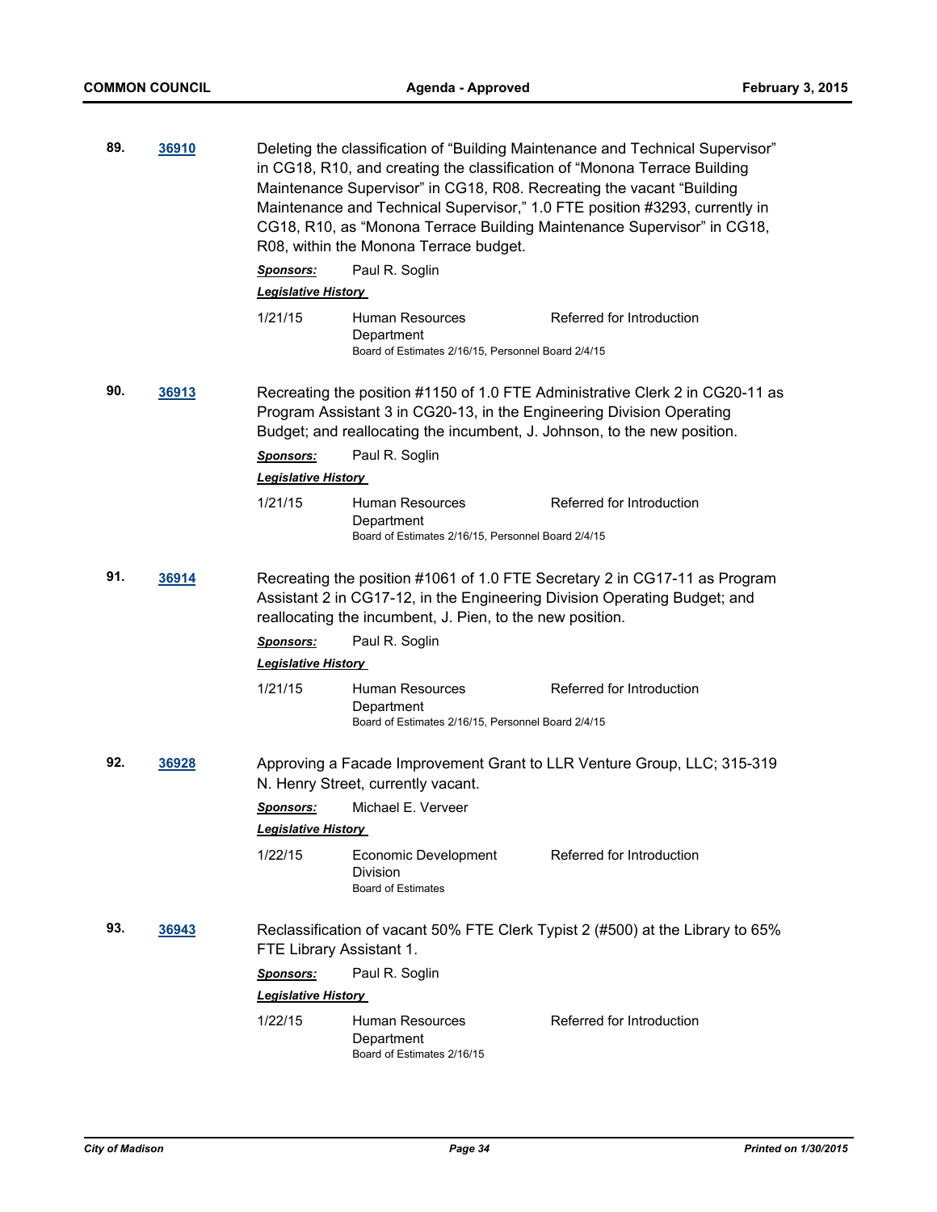**89.** **36910**

Deleting the classification of "Building Maintenance and Technical Supervisor" in CG18, R10, and creating the classification of "Monona Terrace Building Maintenance Supervisor" in CG18, R08. Recreating the vacant "Building Maintenance and Technical Supervisor," 1.0 FTE position #3293, currently in CG18, R10, as "Monona Terrace Building Maintenance Supervisor" in CG18, R08, within the Monona Terrace budget.

***Sponsors:*** Paul R. Soglin

***Legislative History***

| | | |
|---|---|---|
| 1/21/15 | Human Resources Department<br>Board of Estimates 2/16/15, Personnel Board 2/4/15 | Referred for Introduction |

**90.** **36913**

Recreating the position #1150 of 1.0 FTE Administrative Clerk 2 in CG20-11 as Program Assistant 3 in CG20-13, in the Engineering Division Operating Budget; and reallocating the incumbent, J. Johnson, to the new position.

***Sponsors:*** Paul R. Soglin

***Legislative History***

| | | |
|---|---|---|
| 1/21/15 | Human Resources Department<br>Board of Estimates 2/16/15, Personnel Board 2/4/15 | Referred for Introduction |

**91.** **36914**

Recreating the position #1061 of 1.0 FTE Secretary 2 in CG17-11 as Program Assistant 2 in CG17-12, in the Engineering Division Operating Budget; and reallocating the incumbent, J. Pien, to the new position.

***Sponsors:*** Paul R. Soglin

***Legislative History***

| | | |
|---|---|---|
| 1/21/15 | Human Resources Department<br>Board of Estimates 2/16/15, Personnel Board 2/4/15 | Referred for Introduction |

**92.** **36928**

Approving a Facade Improvement Grant to LLR Venture Group, LLC; 315-319 N. Henry Street, currently vacant.

***Sponsors:*** Michael E. Verveer

***Legislative History***

| | | |
|---|---|---|
| 1/22/15 | Economic Development Division<br>Board of Estimates | Referred for Introduction |

**93.** **36943**

Reclassification of vacant 50% FTE Clerk Typist 2 (#500) at the Library to 65% FTE Library Assistant 1.

***Sponsors:*** Paul R. Soglin

***Legislative History***

| | | |
|---|---|---|
| 1/22/15 | Human Resources Department<br>Board of Estimates 2/16/15 | Referred for Introduction |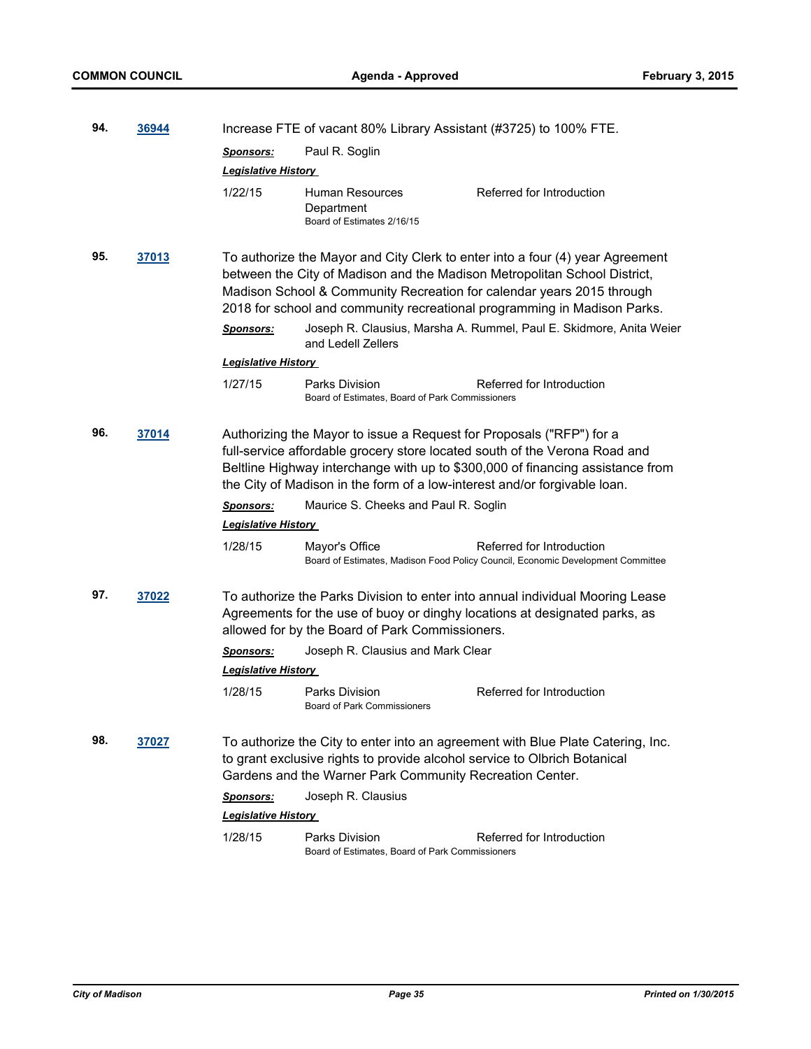**94.** **36944** Increase FTE of vacant 80% Library Assistant (#3725) to 100% FTE.

***Sponsors:*** Paul R. Soglin

***Legislative History***

1/22/15 Human Resources Department — Referred for Introduction
Board of Estimates 2/16/15

**95.** **37013** To authorize the Mayor and City Clerk to enter into a four (4) year Agreement between the City of Madison and the Madison Metropolitan School District, Madison School & Community Recreation for calendar years 2015 through 2018 for school and community recreational programming in Madison Parks.

***Sponsors:*** Joseph R. Clausius, Marsha A. Rummel, Paul E. Skidmore, Anita Weier and Ledell Zellers

***Legislative History***

1/27/15 Parks Division — Referred for Introduction
Board of Estimates, Board of Park Commissioners

**96.** **37014** Authorizing the Mayor to issue a Request for Proposals ("RFP") for a full-service affordable grocery store located south of the Verona Road and Beltline Highway interchange with up to $300,000 of financing assistance from the City of Madison in the form of a low-interest and/or forgivable loan.

***Sponsors:*** Maurice S. Cheeks and Paul R. Soglin

***Legislative History***

1/28/15 Mayor's Office — Referred for Introduction
Board of Estimates, Madison Food Policy Council, Economic Development Committee

**97.** **37022** To authorize the Parks Division to enter into annual individual Mooring Lease Agreements for the use of buoy or dinghy locations at designated parks, as allowed for by the Board of Park Commissioners.

***Sponsors:*** Joseph R. Clausius and Mark Clear

***Legislative History***

1/28/15 Parks Division — Referred for Introduction
Board of Park Commissioners

**98.** **37027** To authorize the City to enter into an agreement with Blue Plate Catering, Inc. to grant exclusive rights to provide alcohol service to Olbrich Botanical Gardens and the Warner Park Community Recreation Center.

***Sponsors:*** Joseph R. Clausius

***Legislative History***

1/28/15 Parks Division — Referred for Introduction
Board of Estimates, Board of Park Commissioners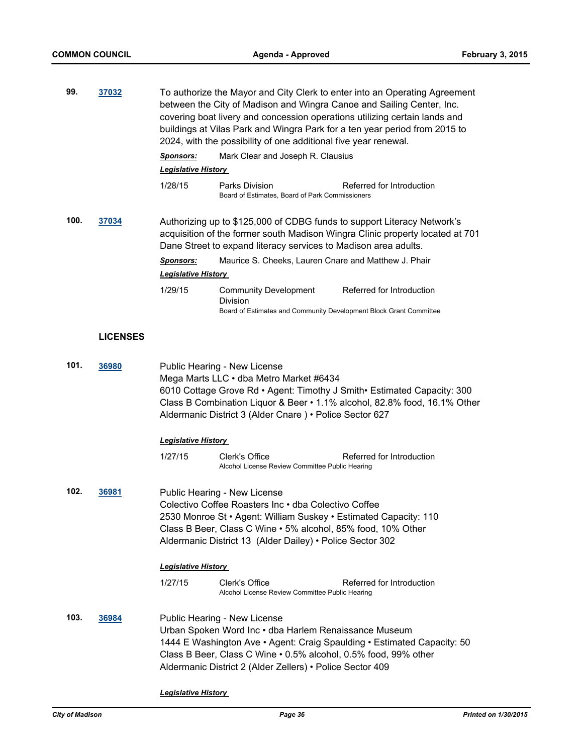**99.** **37032**

To authorize the Mayor and City Clerk to enter into an Operating Agreement between the City of Madison and Wingra Canoe and Sailing Center, Inc. covering boat livery and concession operations utilizing certain lands and buildings at Vilas Park and Wingra Park for a ten year period from 2015 to 2024, with the possibility of one additional five year renewal.

***Sponsors:*** Mark Clear and Joseph R. Clausius

***Legislative History***

| | | |
|---|---|---|
| 1/28/15 | Parks Division<br>Board of Estimates, Board of Park Commissioners | Referred for Introduction |

**100.** **37034**

Authorizing up to $125,000 of CDBG funds to support Literacy Network's acquisition of the former south Madison Wingra Clinic property located at 701 Dane Street to expand literacy services to Madison area adults.

***Sponsors:*** Maurice S. Cheeks, Lauren Cnare and Matthew J. Phair

***Legislative History***

| | | |
|---|---|---|
| 1/29/15 | Community Development Division<br>Board of Estimates and Community Development Block Grant Committee | Referred for Introduction |

## LICENSES

**101.** **36980**

Public Hearing - New License
Mega Marts LLC • dba Metro Market #6434
6010 Cottage Grove Rd • Agent: Timothy J Smith• Estimated Capacity: 300
Class B Combination Liquor & Beer • 1.1% alcohol, 82.8% food, 16.1% Other
Aldermanic District 3 (Alder Cnare ) • Police Sector 627

***Legislative History***

| | | |
|---|---|---|
| 1/27/15 | Clerk's Office<br>Alcohol License Review Committee Public Hearing | Referred for Introduction |

**102.** **36981**

Public Hearing - New License
Colectivo Coffee Roasters Inc • dba Colectivo Coffee
2530 Monroe St • Agent: William Suskey • Estimated Capacity: 110
Class B Beer, Class C Wine • 5% alcohol, 85% food, 10% Other
Aldermanic District 13 (Alder Dailey) • Police Sector 302

***Legislative History***

| | | |
|---|---|---|
| 1/27/15 | Clerk's Office<br>Alcohol License Review Committee Public Hearing | Referred for Introduction |

**103.** **36984**

Public Hearing - New License
Urban Spoken Word Inc • dba Harlem Renaissance Museum
1444 E Washington Ave • Agent: Craig Spaulding • Estimated Capacity: 50
Class B Beer, Class C Wine • 0.5% alcohol, 0.5% food, 99% other
Aldermanic District 2 (Alder Zellers) • Police Sector 409

***Legislative History***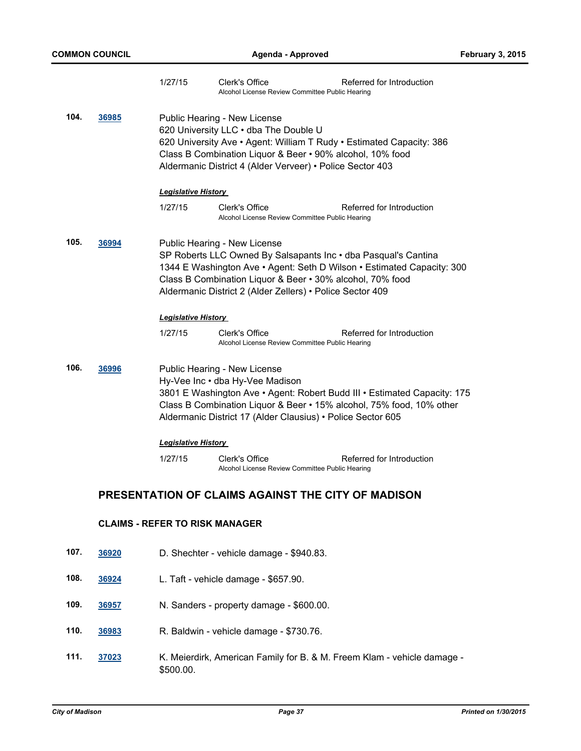| | | | |
|---|---|---|---|
| 1/27/15 | Clerk's Office | Referred for Introduction |
| | Alcohol License Review Committee Public Hearing | | |

**104.** **36985** Public Hearing - New License
620 University LLC • dba The Double U
620 University Ave • Agent: William T Rudy • Estimated Capacity: 386
Class B Combination Liquor & Beer • 90% alcohol, 10% food
Aldermanic District 4 (Alder Verveer) • Police Sector 403

***Legislative History***

| | | |
|---|---|---|
| 1/27/15 | Clerk's Office | Referred for Introduction |
| | Alcohol License Review Committee Public Hearing | |

**105.** **36994** Public Hearing - New License
SP Roberts LLC Owned By Salsapants Inc • dba Pasqual's Cantina
1344 E Washington Ave • Agent: Seth D Wilson • Estimated Capacity: 300
Class B Combination Liquor & Beer • 30% alcohol, 70% food
Aldermanic District 2 (Alder Zellers) • Police Sector 409

***Legislative History***

| | | |
|---|---|---|
| 1/27/15 | Clerk's Office | Referred for Introduction |
| | Alcohol License Review Committee Public Hearing | |

**106.** **36996** Public Hearing - New License
Hy-Vee Inc • dba Hy-Vee Madison
3801 E Washington Ave • Agent: Robert Budd III • Estimated Capacity: 175
Class B Combination Liquor & Beer • 15% alcohol, 75% food, 10% other
Aldermanic District 17 (Alder Clausius) • Police Sector 605

***Legislative History***

| | | |
|---|---|---|
| 1/27/15 | Clerk's Office | Referred for Introduction |
| | Alcohol License Review Committee Public Hearing | |

## PRESENTATION OF CLAIMS AGAINST THE CITY OF MADISON

### CLAIMS - REFER TO RISK MANAGER

**107.** **36920** D. Shechter - vehicle damage - $940.83.

**108.** **36924** L. Taft - vehicle damage - $657.90.

**109.** **36957** N. Sanders - property damage - $600.00.

**110.** **36983** R. Baldwin - vehicle damage - $730.76.

**111.** **37023** K. Meierdirk, American Family for B. & M. Freem Klam - vehicle damage - $500.00.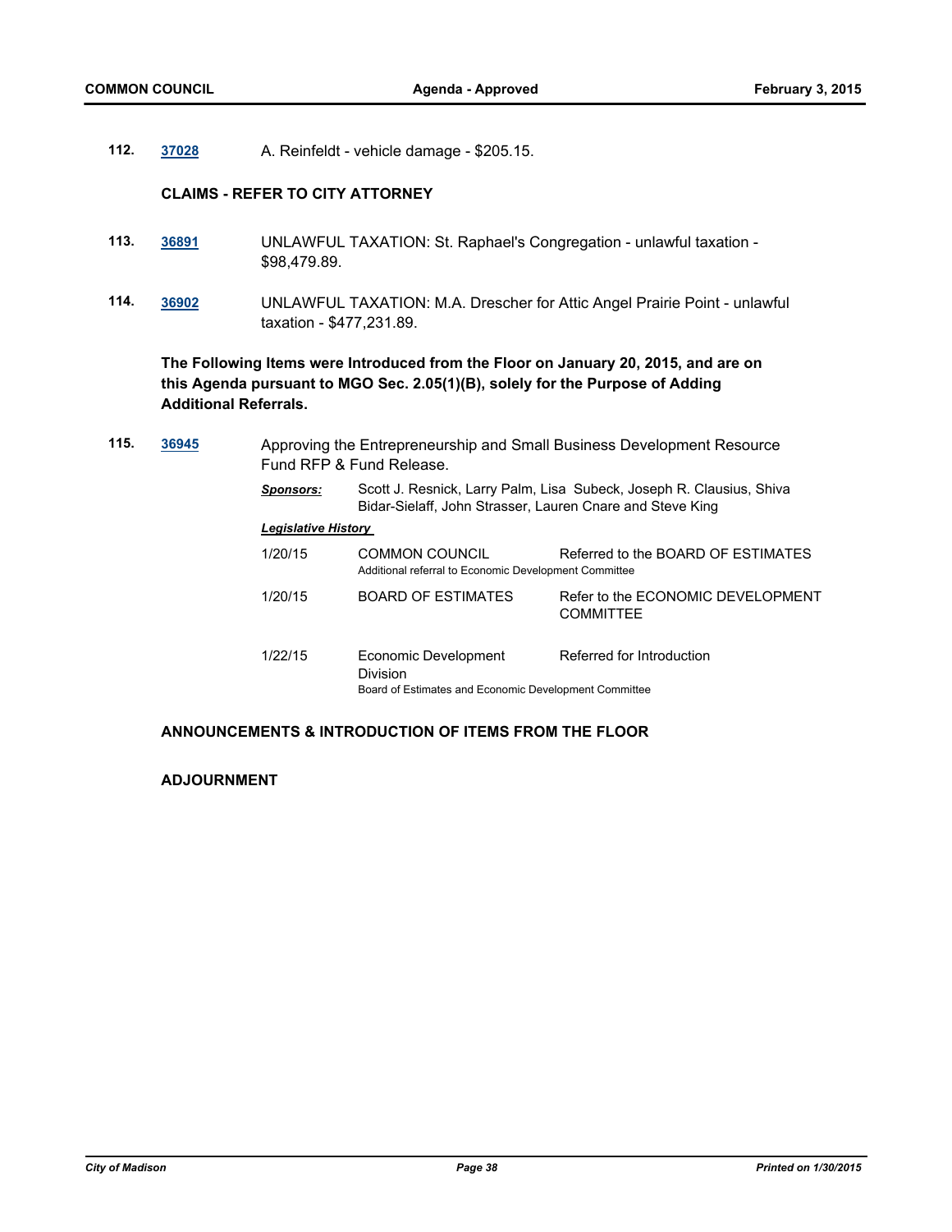112. **37028** A. Reinfeldt - vehicle damage - $205.15.

**CLAIMS - REFER TO CITY ATTORNEY**

113. **36891** UNLAWFUL TAXATION: St. Raphael's Congregation - unlawful taxation - $98,479.89.

114. **36902** UNLAWFUL TAXATION: M.A. Drescher for Attic Angel Prairie Point - unlawful taxation - $477,231.89.

**The Following Items were Introduced from the Floor on January 20, 2015, and are on this Agenda pursuant to MGO Sec. 2.05(1)(B), solely for the Purpose of Adding Additional Referrals.**

115. **36945** Approving the Entrepreneurship and Small Business Development Resource Fund RFP & Fund Release.

***Sponsors:*** Scott J. Resnick, Larry Palm, Lisa Subeck, Joseph R. Clausius, Shiva Bidar-Sielaff, John Strasser, Lauren Cnare and Steve King

***Legislative History***

| | | |
|---|---|---|
| 1/20/15 | COMMON COUNCIL<br>Additional referral to Economic Development Committee | Referred to the BOARD OF ESTIMATES |
| 1/20/15 | BOARD OF ESTIMATES | Refer to the ECONOMIC DEVELOPMENT COMMITTEE |
| 1/22/15 | Economic Development Division<br>Board of Estimates and Economic Development Committee | Referred for Introduction |

**ANNOUNCEMENTS & INTRODUCTION OF ITEMS FROM THE FLOOR**

**ADJOURNMENT**